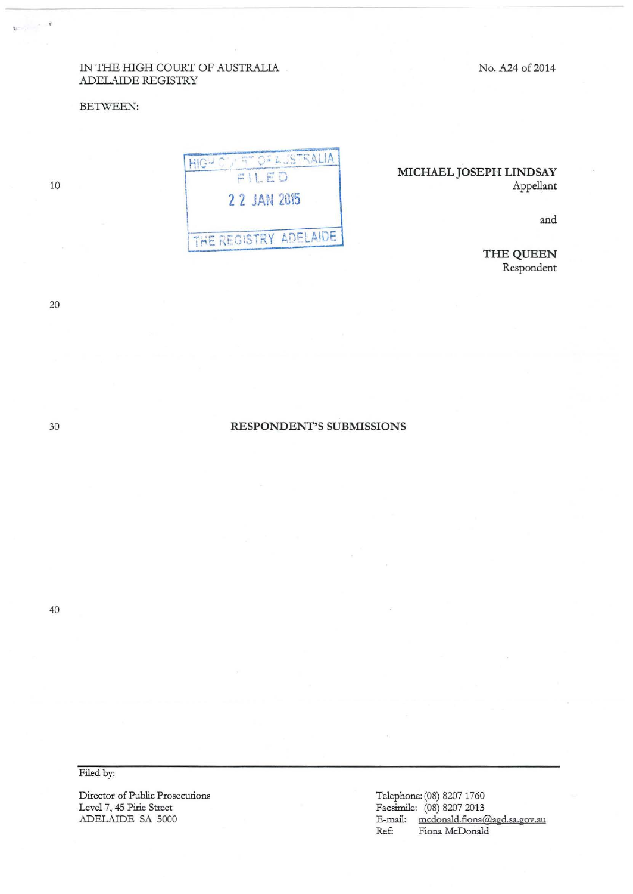IN THE HIGH COURT OF AUSTRALIA
ADELAIDE REGISTRY

No. A24 of 2014

BETWEEN:

HIGH COURT OF AUSTRALIA
FILED
22 JAN 2015
THE REGISTRY ADELAIDE

**MICHAEL JOSEPH LINDSAY**
Appellant

and

**THE QUEEN**
Respondent

## RESPONDENT'S SUBMISSIONS

Filed by:

Director of Public Prosecutions
Level 7, 45 Pirie Street
ADELAIDE SA 5000

Telephone: (08) 8207 1760
Facsimile: (08) 8207 2013
E-mail: mcdonald.fiona@agd.sa.gov.au
Ref: Fiona McDonald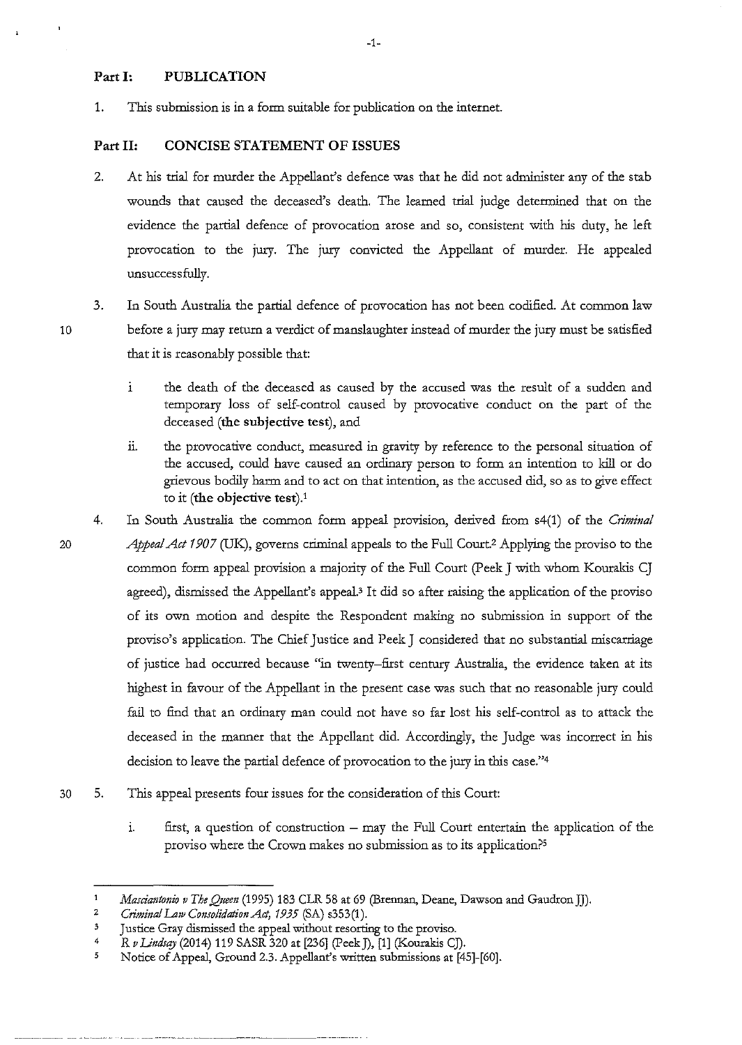## Part I: PUBLICATION

1. This submission is in a form suitable for publication on the internet.

## Part II: CONCISE STATEMENT OF ISSUES

2. At his trial for murder the Appellant's defence was that he did not administer any of the stab wounds that caused the deceased's death. The learned trial judge determined that on the evidence the partial defence of provocation arose and so, consistent with his duty, he left provocation to the jury. The jury convicted the Appellant of murder. He appealed unsuccessfully.

3. In South Australia the partial defence of provocation has not been codified. At common law before a jury may return a verdict of manslaughter instead of murder the jury must be satisfied that it is reasonably possible that:

   i the death of the deceased as caused by the accused was the result of a sudden and temporary loss of self-control caused by provocative conduct on the part of the deceased (**the subjective test**), and

   ii. the provocative conduct, measured in gravity by reference to the personal situation of the accused, could have caused an ordinary person to form an intention to kill or do grievous bodily harm and to act on that intention, as the accused did, so as to give effect to it (**the objective test**).[1]

4. In South Australia the common form appeal provision, derived from s4(1) of the *Criminal Appeal Act 1907* (UK), governs criminal appeals to the Full Court.[2] Applying the proviso to the common form appeal provision a majority of the Full Court (Peek J with whom Kourakis CJ agreed), dismissed the Appellant's appeal.[3] It did so after raising the application of the proviso of its own motion and despite the Respondent making no submission in support of the proviso's application. The Chief Justice and Peek J considered that no substantial miscarriage of justice had occurred because "in twenty–first century Australia, the evidence taken at its highest in favour of the Appellant in the present case was such that no reasonable jury could fail to find that an ordinary man could not have so far lost his self-control as to attack the deceased in the manner that the Appellant did. Accordingly, the Judge was incorrect in his decision to leave the partial defence of provocation to the jury in this case."[4]

5. This appeal presents four issues for the consideration of this Court:

   i. first, a question of construction – may the Full Court entertain the application of the proviso where the Crown makes no submission as to its application?[5]

---

[1] *Masciantonio v The Queen* (1995) 183 CLR 58 at 69 (Brennan, Deane, Dawson and Gaudron JJ).

[2] *Criminal Law Consolidation Act, 1935* (SA) s353(1).

[3] Justice Gray dismissed the appeal without resorting to the proviso.

[4] *R v Lindsay* (2014) 119 SASR 320 at [236] (Peek J), [1] (Kourakis CJ).

[5] Notice of Appeal, Ground 2.3. Appellant's written submissions at [45]-[60].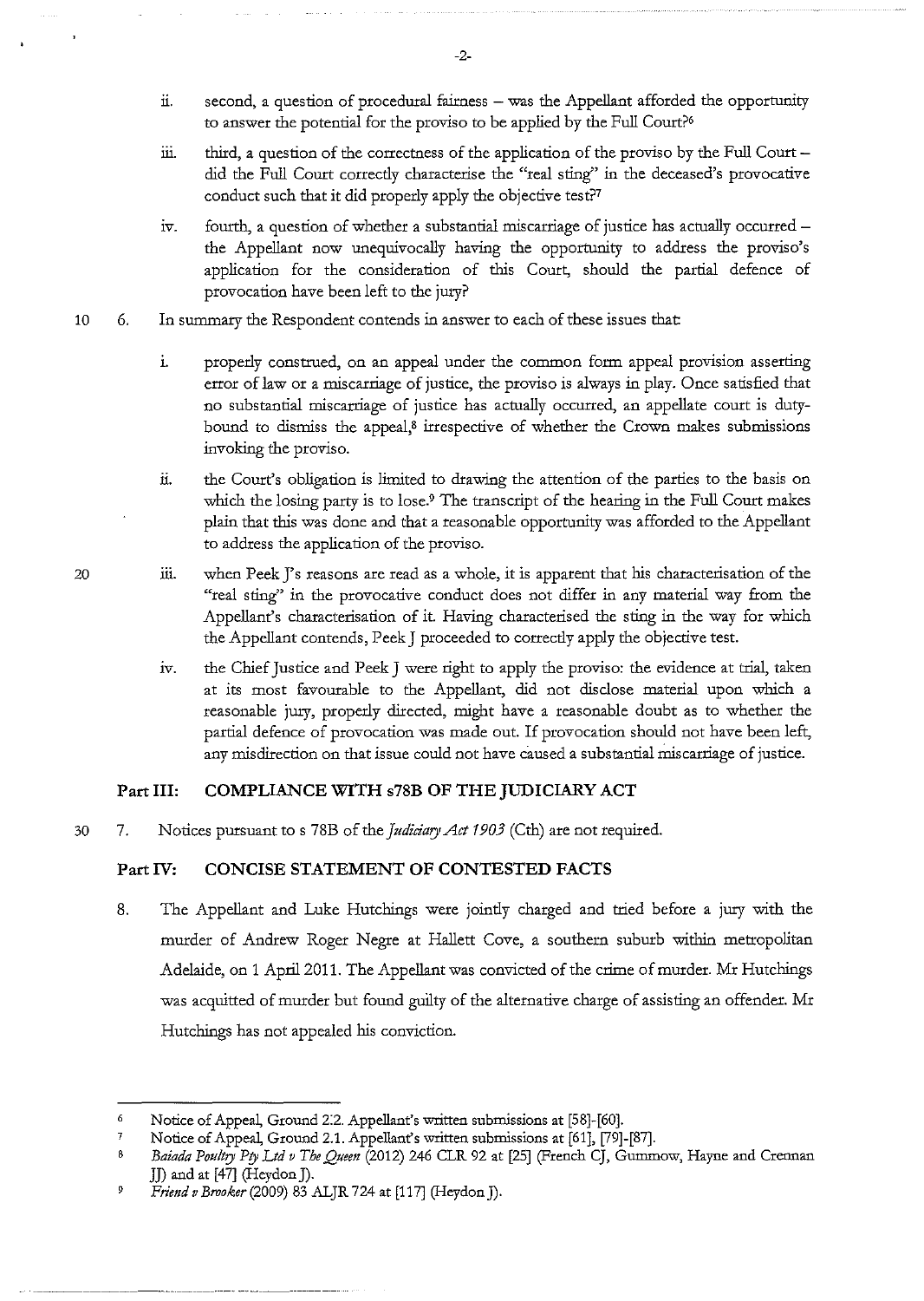ii. second, a question of procedural fairness – was the Appellant afforded the opportunity to answer the potential for the proviso to be applied by the Full Court?[6]

iii. third, a question of the correctness of the application of the proviso by the Full Court – did the Full Court correctly characterise the "real sting" in the deceased's provocative conduct such that it did properly apply the objective test?[7]

iv. fourth, a question of whether a substantial miscarriage of justice has actually occurred – the Appellant now unequivocally having the opportunity to address the proviso's application for the consideration of this Court, should the partial defence of provocation have been left to the jury?

6. In summary the Respondent contends in answer to each of these issues that:

   i. properly construed, on an appeal under the common form appeal provision asserting error of law or a miscarriage of justice, the proviso is always in play. Once satisfied that no substantial miscarriage of justice has actually occurred, an appellate court is duty-bound to dismiss the appeal,[8] irrespective of whether the Crown makes submissions invoking the proviso.

   ii. the Court's obligation is limited to drawing the attention of the parties to the basis on which the losing party is to lose.[9] The transcript of the hearing in the Full Court makes plain that this was done and that a reasonable opportunity was afforded to the Appellant to address the application of the proviso.

   iii. when Peek J's reasons are read as a whole, it is apparent that his characterisation of the "real sting" in the provocative conduct does not differ in any material way from the Appellant's characterisation of it. Having characterised the sting in the way for which the Appellant contends, Peek J proceeded to correctly apply the objective test.

   iv. the Chief Justice and Peek J were right to apply the proviso: the evidence at trial, taken at its most favourable to the Appellant, did not disclose material upon which a reasonable jury, properly directed, might have a reasonable doubt as to whether the partial defence of provocation was made out. If provocation should not have been left, any misdirection on that issue could not have caused a substantial miscarriage of justice.

## Part III: COMPLIANCE WITH s78B OF THE JUDICIARY ACT

7. Notices pursuant to s 78B of the *Judiciary Act 1903* (Cth) are not required.

## Part IV: CONCISE STATEMENT OF CONTESTED FACTS

8. The Appellant and Luke Hutchings were jointly charged and tried before a jury with the murder of Andrew Roger Negre at Hallett Cove, a southern suburb within metropolitan Adelaide, on 1 April 2011. The Appellant was convicted of the crime of murder. Mr Hutchings was acquitted of murder but found guilty of the alternative charge of assisting an offender. Mr Hutchings has not appealed his conviction.

---

[6] Notice of Appeal, Ground 2.2. Appellant's written submissions at [58]-[60].

[7] Notice of Appeal, Ground 2.1. Appellant's written submissions at [61], [79]-[87].

[8] *Baiada Poultry Pty Ltd v The Queen* (2012) 246 CLR 92 at [25] (French CJ, Gummow, Hayne and Crennan JJ) and at [47] (Heydon J).

[9] *Friend v Brooker* (2009) 83 ALJR 724 at [117] (Heydon J).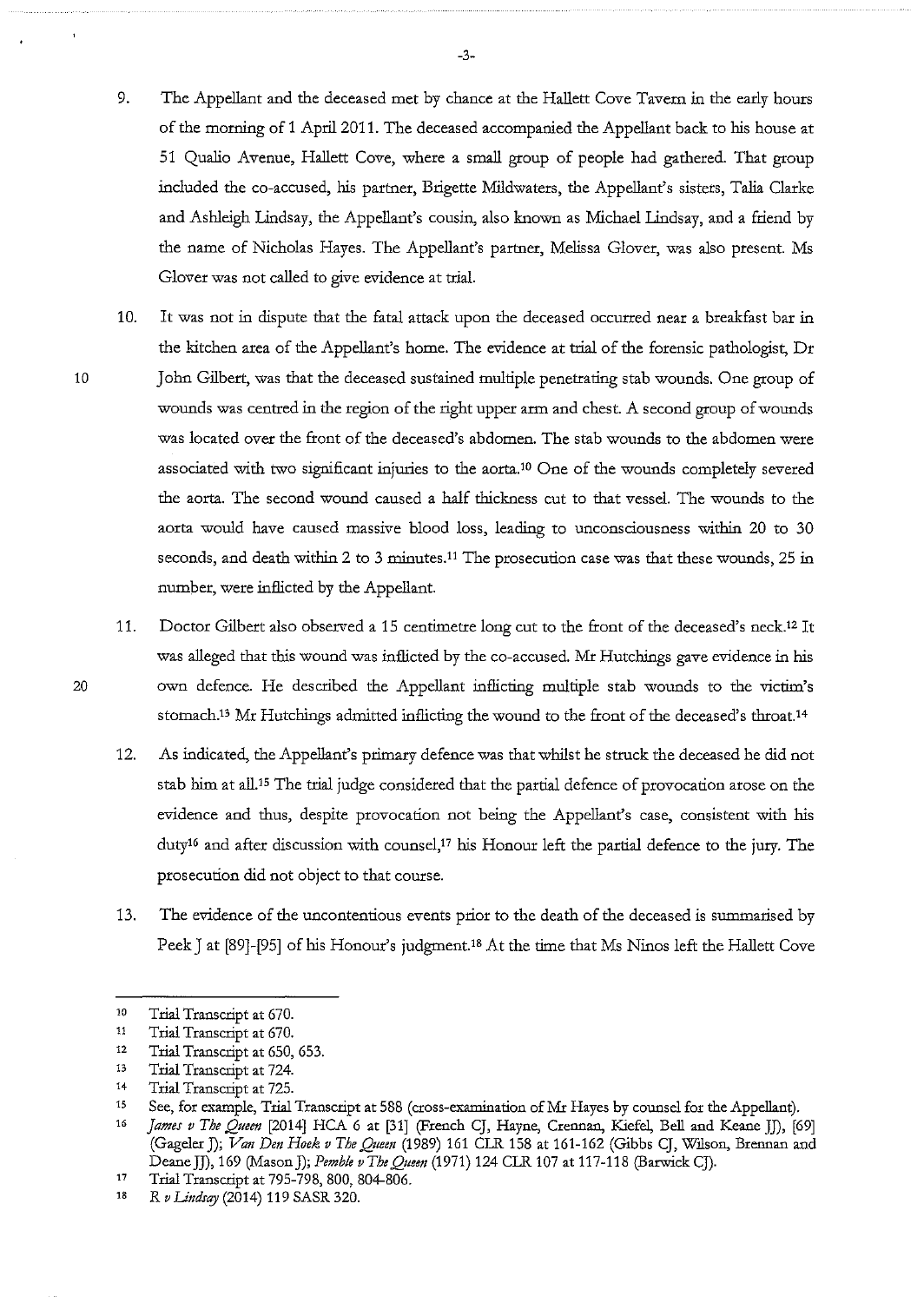9. The Appellant and the deceased met by chance at the Hallett Cove Tavern in the early hours of the morning of 1 April 2011. The deceased accompanied the Appellant back to his house at 51 Qualio Avenue, Hallett Cove, where a small group of people had gathered. That group included the co-accused, his partner, Brigette Mildwaters, the Appellant's sisters, Talia Clarke and Ashleigh Lindsay, the Appellant's cousin, also known as Michael Lindsay, and a friend by the name of Nicholas Hayes. The Appellant's partner, Melissa Glover, was also present. Ms Glover was not called to give evidence at trial.

10. It was not in dispute that the fatal attack upon the deceased occurred near a breakfast bar in the kitchen area of the Appellant's home. The evidence at trial of the forensic pathologist, Dr John Gilbert, was that the deceased sustained multiple penetrating stab wounds. One group of wounds was centred in the region of the right upper arm and chest. A second group of wounds was located over the front of the deceased's abdomen. The stab wounds to the abdomen were associated with two significant injuries to the aorta.[10] One of the wounds completely severed the aorta. The second wound caused a half thickness cut to that vessel. The wounds to the aorta would have caused massive blood loss, leading to unconsciousness within 20 to 30 seconds, and death within 2 to 3 minutes.[11] The prosecution case was that these wounds, 25 in number, were inflicted by the Appellant.

11. Doctor Gilbert also observed a 15 centimetre long cut to the front of the deceased's neck.[12] It was alleged that this wound was inflicted by the co-accused. Mr Hutchings gave evidence in his own defence. He described the Appellant inflicting multiple stab wounds to the victim's stomach.[13] Mr Hutchings admitted inflicting the wound to the front of the deceased's throat.[14]

12. As indicated, the Appellant's primary defence was that whilst he struck the deceased he did not stab him at all.[15] The trial judge considered that the partial defence of provocation arose on the evidence and thus, despite provocation not being the Appellant's case, consistent with his duty[16] and after discussion with counsel,[17] his Honour left the partial defence to the jury. The prosecution did not object to that course.

13. The evidence of the uncontentious events prior to the death of the deceased is summarised by Peek J at [89]-[95] of his Honour's judgment.[18] At the time that Ms Ninos left the Hallett Cove

---

[10] Trial Transcript at 670.

[11] Trial Transcript at 670.

[12] Trial Transcript at 650, 653.

[13] Trial Transcript at 724.

[14] Trial Transcript at 725.

[15] See, for example, Trial Transcript at 588 (cross-examination of Mr Hayes by counsel for the Appellant).

[16] *James v The Queen* [2014] HCA 6 at [31] (French CJ, Hayne, Crennan, Kiefel, Bell and Keane JJ), [69] (Gageler J); *Van Den Hoek v The Queen* (1989) 161 CLR 158 at 161-162 (Gibbs CJ, Wilson, Brennan and Deane JJ), 169 (Mason J); *Pemble v The Queen* (1971) 124 CLR 107 at 117-118 (Barwick CJ).

[17] Trial Transcript at 795-798, 800, 804-806.

[18] *R v Lindsay* (2014) 119 SASR 320.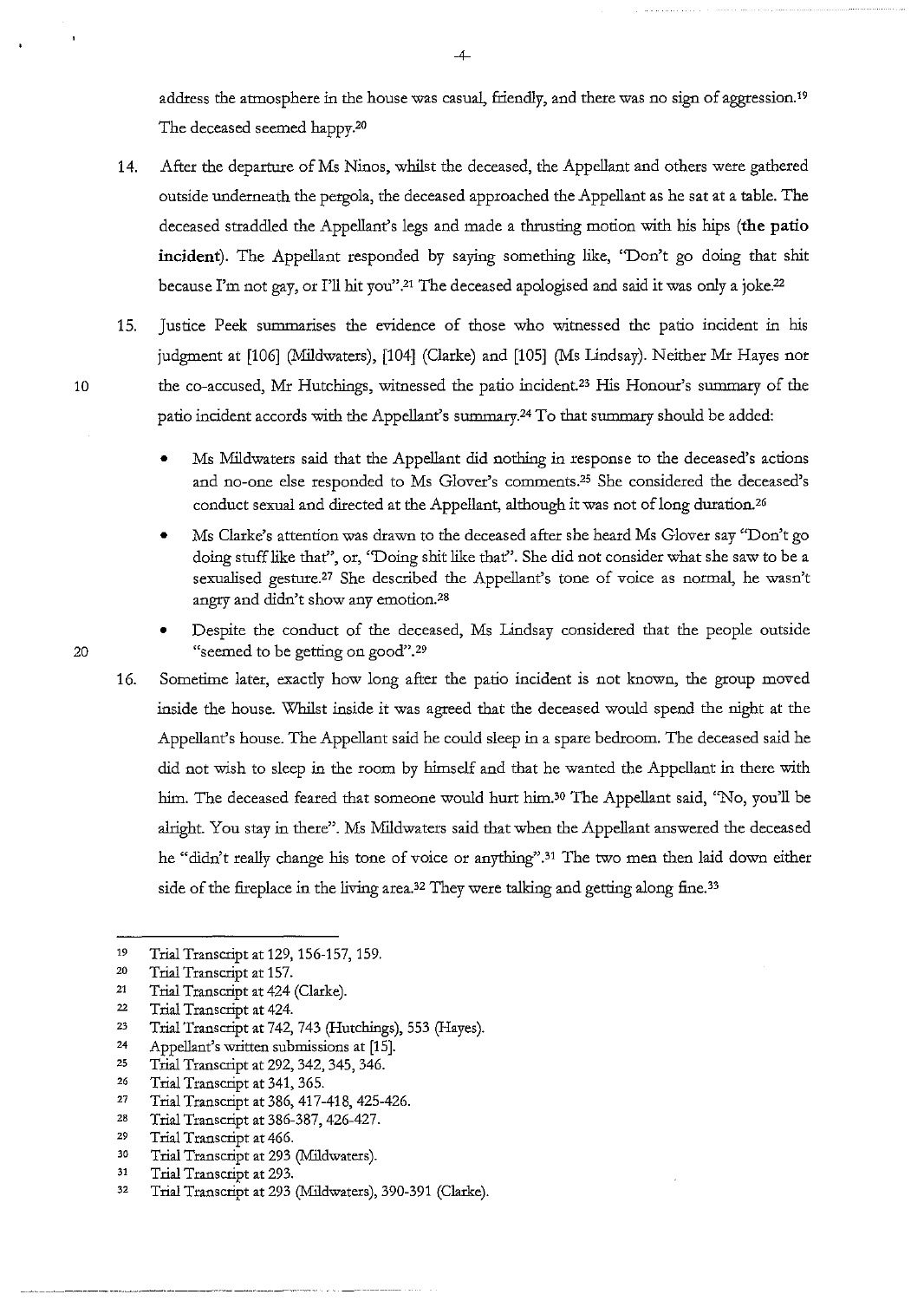address the atmosphere in the house was casual, friendly, and there was no sign of aggression.[19] The deceased seemed happy.[20]

14. After the departure of Ms Ninos, whilst the deceased, the Appellant and others were gathered outside underneath the pergola, the deceased approached the Appellant as he sat at a table. The deceased straddled the Appellant's legs and made a thrusting motion with his hips (**the patio incident**). The Appellant responded by saying something like, "Don't go doing that shit because I'm not gay, or I'll hit you".[21] The deceased apologised and said it was only a joke.[22]

15. Justice Peek summarises the evidence of those who witnessed the patio incident in his judgment at [106] (Mildwaters), [104] (Clarke) and [105] (Ms Lindsay). Neither Mr Hayes nor the co-accused, Mr Hutchings, witnessed the patio incident.[23] His Honour's summary of the patio incident accords with the Appellant's summary.[24] To that summary should be added:

    - Ms Mildwaters said that the Appellant did nothing in response to the deceased's actions and no-one else responded to Ms Glover's comments.[25] She considered the deceased's conduct sexual and directed at the Appellant, although it was not of long duration.[26]
    - Ms Clarke's attention was drawn to the deceased after she heard Ms Glover say "Don't go doing stuff like that", or, "Doing shit like that". She did not consider what she saw to be a sexualised gesture.[27] She described the Appellant's tone of voice as normal, he wasn't angry and didn't show any emotion.[28]
    - Despite the conduct of the deceased, Ms Lindsay considered that the people outside "seemed to be getting on good".[29]

16. Sometime later, exactly how long after the patio incident is not known, the group moved inside the house. Whilst inside it was agreed that the deceased would spend the night at the Appellant's house. The Appellant said he could sleep in a spare bedroom. The deceased said he did not wish to sleep in the room by himself and that he wanted the Appellant in there with him. The deceased feared that someone would hurt him.[30] The Appellant said, "No, you'll be alright. You stay in there". Ms Mildwaters said that when the Appellant answered the deceased he "didn't really change his tone of voice or anything".[31] The two men then laid down either side of the fireplace in the living area.[32] They were talking and getting along fine.[33]

---

[19] Trial Transcript at 129, 156-157, 159.
[20] Trial Transcript at 157.
[21] Trial Transcript at 424 (Clarke).
[22] Trial Transcript at 424.
[23] Trial Transcript at 742, 743 (Hutchings), 553 (Hayes).
[24] Appellant's written submissions at [15].
[25] Trial Transcript at 292, 342, 345, 346.
[26] Trial Transcript at 341, 365.
[27] Trial Transcript at 386, 417-418, 425-426.
[28] Trial Transcript at 386-387, 426-427.
[29] Trial Transcript at 466.
[30] Trial Transcript at 293 (Mildwaters).
[31] Trial Transcript at 293.
[32] Trial Transcript at 293 (Mildwaters), 390-391 (Clarke).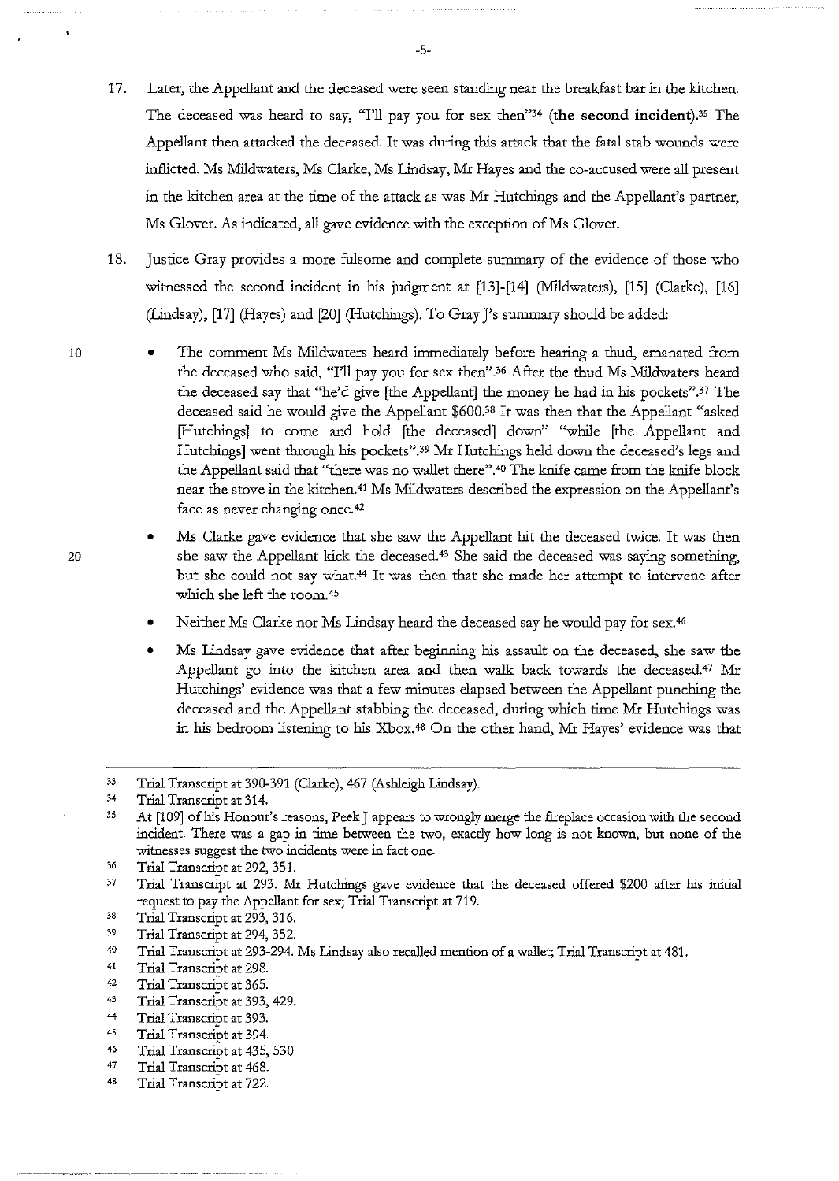17. Later, the Appellant and the deceased were seen standing near the breakfast bar in the kitchen. The deceased was heard to say, "I'll pay you for sex then"[34] (**the second incident**).[35] The Appellant then attacked the deceased. It was during this attack that the fatal stab wounds were inflicted. Ms Mildwaters, Ms Clarke, Ms Lindsay, Mr Hayes and the co-accused were all present in the kitchen area at the time of the attack as was Mr Hutchings and the Appellant's partner, Ms Glover. As indicated, all gave evidence with the exception of Ms Glover.

18. Justice Gray provides a more fulsome and complete summary of the evidence of those who witnessed the second incident in his judgment at [13]-[14] (Mildwaters), [15] (Clarke), [16] (Lindsay), [17] (Hayes) and [20] (Hutchings). To Gray J's summary should be added:

- The comment Ms Mildwaters heard immediately before hearing a thud, emanated from the deceased who said, "I'll pay you for sex then".[36] After the thud Ms Mildwaters heard the deceased say that "he'd give [the Appellant] the money he had in his pockets".[37] The deceased said he would give the Appellant $600.[38] It was then that the Appellant "asked [Hutchings] to come and hold [the deceased] down" "while [the Appellant and Hutchings] went through his pockets".[39] Mr Hutchings held down the deceased's legs and the Appellant said that "there was no wallet there".[40] The knife came from the knife block near the stove in the kitchen.[41] Ms Mildwaters described the expression on the Appellant's face as never changing once.[42]

- Ms Clarke gave evidence that she saw the Appellant hit the deceased twice. It was then she saw the Appellant kick the deceased.[43] She said the deceased was saying something, but she could not say what.[44] It was then that she made her attempt to intervene after which she left the room.[45]

- Neither Ms Clarke nor Ms Lindsay heard the deceased say he would pay for sex.[46]

- Ms Lindsay gave evidence that after beginning his assault on the deceased, she saw the Appellant go into the kitchen area and then walk back towards the deceased.[47] Mr Hutchings' evidence was that a few minutes elapsed between the Appellant punching the deceased and the Appellant stabbing the deceased, during which time Mr Hutchings was in his bedroom listening to his Xbox.[48] On the other hand, Mr Hayes' evidence was that

---

33 Trial Transcript at 390-391 (Clarke), 467 (Ashleigh Lindsay).

34 Trial Transcript at 314.

35 At [109] of his Honour's reasons, Peek J appears to wrongly merge the fireplace occasion with the second incident. There was a gap in time between the two, exactly how long is not known, but none of the witnesses suggest the two incidents were in fact one.

36 Trial Transcript at 292, 351.

37 Trial Transcript at 293. Mr Hutchings gave evidence that the deceased offered $200 after his initial request to pay the Appellant for sex; Trial Transcript at 719.

38 Trial Transcript at 293, 316.

39 Trial Transcript at 294, 352.

40 Trial Transcript at 293-294. Ms Lindsay also recalled mention of a wallet; Trial Transcript at 481.

41 Trial Transcript at 298.

42 Trial Transcript at 365.

43 Trial Transcript at 393, 429.

44 Trial Transcript at 393.

45 Trial Transcript at 394.

46 Trial Transcript at 435, 530

47 Trial Transcript at 468.

48 Trial Transcript at 722.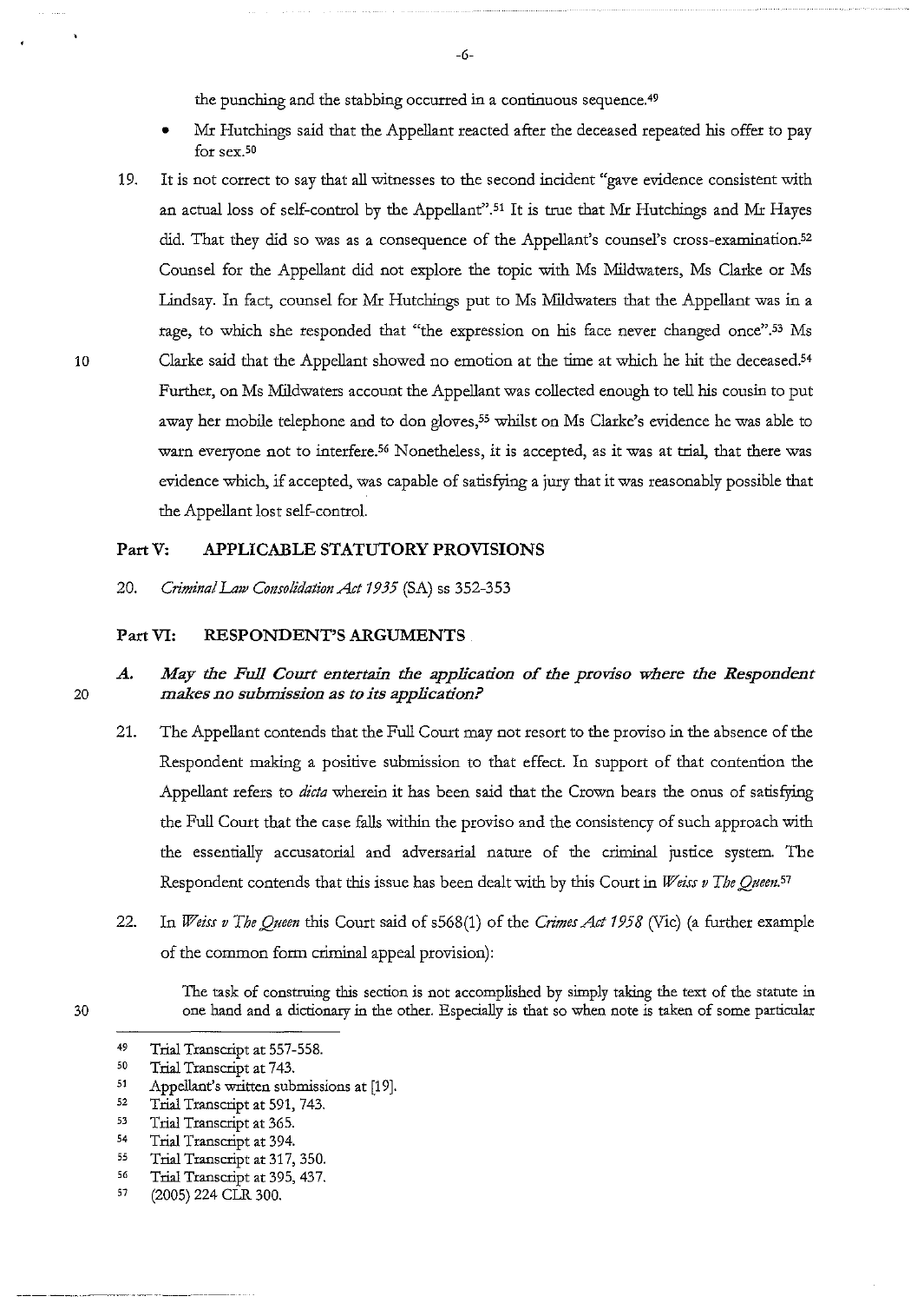the punching and the stabbing occurred in a continuous sequence.[49]

- Mr Hutchings said that the Appellant reacted after the deceased repeated his offer to pay for sex.[50]

19. It is not correct to say that all witnesses to the second incident "gave evidence consistent with an actual loss of self-control by the Appellant".[51] It is true that Mr Hutchings and Mr Hayes did. That they did so was as a consequence of the Appellant's counsel's cross-examination.[52] Counsel for the Appellant did not explore the topic with Ms Mildwaters, Ms Clarke or Ms Lindsay. In fact, counsel for Mr Hutchings put to Ms Mildwaters that the Appellant was in a rage, to which she responded that "the expression on his face never changed once".[53] Ms Clarke said that the Appellant showed no emotion at the time at which he hit the deceased.[54] Further, on Ms Mildwaters account the Appellant was collected enough to tell his cousin to put away her mobile telephone and to don gloves,[55] whilst on Ms Clarke's evidence he was able to warn everyone not to interfere.[56] Nonetheless, it is accepted, as it was at trial, that there was evidence which, if accepted, was capable of satisfying a jury that it was reasonably possible that the Appellant lost self-control.

## Part V: APPLICABLE STATUTORY PROVISIONS

20. *Criminal Law Consolidation Act 1935* (SA) ss 352-353

## Part VI: RESPONDENT'S ARGUMENTS

### A. *May the Full Court entertain the application of the proviso where the Respondent makes no submission as to its application?*

21. The Appellant contends that the Full Court may not resort to the proviso in the absence of the Respondent making a positive submission to that effect. In support of that contention the Appellant refers to *dicta* wherein it has been said that the Crown bears the onus of satisfying the Full Court that the case falls within the proviso and the consistency of such approach with the essentially accusatorial and adversarial nature of the criminal justice system. The Respondent contends that this issue has been dealt with by this Court in *Weiss v The Queen*.[57]

22. In *Weiss v The Queen* this Court said of s568(1) of the *Crimes Act 1958* (Vic) (a further example of the common form criminal appeal provision):

> The task of construing this section is not accomplished by simply taking the text of the statute in one hand and a dictionary in the other. Especially is that so when note is taken of some particular

---

49 Trial Transcript at 557-558.
50 Trial Transcript at 743.
51 Appellant's written submissions at [19].
52 Trial Transcript at 591, 743.
53 Trial Transcript at 365.
54 Trial Transcript at 394.
55 Trial Transcript at 317, 350.
56 Trial Transcript at 395, 437.
57 (2005) 224 CLR 300.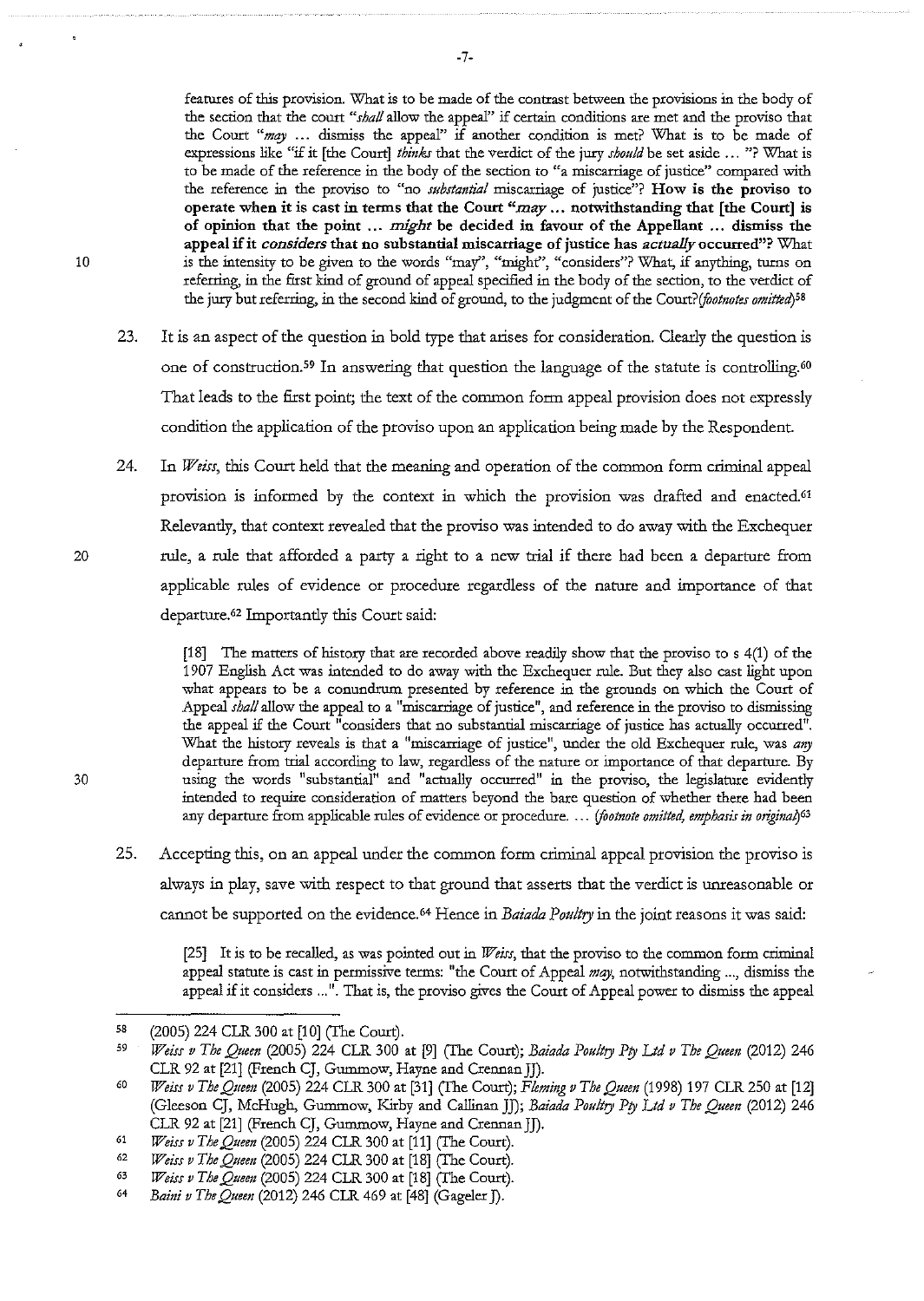features of this provision. What is to be made of the contrast between the provisions in the body of the section that the court "*shall* allow the appeal" if certain conditions are met and the proviso that the Court "*may* ... dismiss the appeal" if another condition is met? What is to be made of expressions like "if it [the Court] *thinks* that the verdict of the jury *should* be set aside ... "? What is to be made of the reference in the body of the section to "a miscarriage of justice" compared with the reference in the proviso to "no *substantial* miscarriage of justice"? **How is the proviso to operate when it is cast in terms that the Court "*may* ... notwithstanding that [the Court] is of opinion that the point ... *might* be decided in favour of the Appellant ... dismiss the appeal if it *considers* that no substantial miscarriage of justice has *actually* occurred"?** What is the intensity to be given to the words "may", "might", "considers"? What, if anything, turns on referring, in the first kind of ground of appeal specified in the body of the section, to the verdict of the jury but referring, in the second kind of ground, to the judgment of the Court? *(footnotes omitted)*[58]

23. It is an aspect of the question in bold type that arises for consideration. Clearly the question is one of construction.[59] In answering that question the language of the statute is controlling.[60] That leads to the first point; the text of the common form appeal provision does not expressly condition the application of the proviso upon an application being made by the Respondent.

24. In *Weiss*, this Court held that the meaning and operation of the common form criminal appeal provision is informed by the context in which the provision was drafted and enacted.[61] Relevantly, that context revealed that the proviso was intended to do away with the Exchequer rule, a rule that afforded a party a right to a new trial if there had been a departure from applicable rules of evidence or procedure regardless of the nature and importance of that departure.[62] Importantly this Court said:

> [18] The matters of history that are recorded above readily show that the proviso to s 4(1) of the 1907 English Act was intended to do away with the Exchequer rule. But they also cast light upon what appears to be a conundrum presented by reference in the grounds on which the Court of Appeal *shall* allow the appeal to a "miscarriage of justice", and reference in the proviso to dismissing the appeal if the Court "considers that no substantial miscarriage of justice has actually occurred". What the history reveals is that a "miscarriage of justice", under the old Exchequer rule, was *any* departure from trial according to law, regardless of the nature or importance of that departure. By using the words "substantial" and "actually occurred" in the proviso, the legislature evidently intended to require consideration of matters beyond the bare question of whether there had been any departure from applicable rules of evidence or procedure. ... *(footnote omitted, emphasis in original)*[63]

25. Accepting this, on an appeal under the common form criminal appeal provision the proviso is always in play, save with respect to that ground that asserts that the verdict is unreasonable or cannot be supported on the evidence.[64] Hence in *Baiada Poultry* in the joint reasons it was said:

> [25] It is to be recalled, as was pointed out in *Weiss*, that the proviso to the common form criminal appeal statute is cast in permissive terms: "the Court of Appeal *may*, notwithstanding ..., dismiss the appeal if it considers ...". That is, the proviso gives the Court of Appeal power to dismiss the appeal

---

[58] (2005) 224 CLR 300 at [10] (The Court).

[59] *Weiss v The Queen* (2005) 224 CLR 300 at [9] (The Court); *Baiada Poultry Pty Ltd v The Queen* (2012) 246 CLR 92 at [21] (French CJ, Gummow, Hayne and Crennan JJ).

[60] *Weiss v The Queen* (2005) 224 CLR 300 at [31] (The Court); *Fleming v The Queen* (1998) 197 CLR 250 at [12] (Gleeson CJ, McHugh, Gummow, Kirby and Callinan JJ); *Baiada Poultry Pty Ltd v The Queen* (2012) 246 CLR 92 at [21] (French CJ, Gummow, Hayne and Crennan JJ).

[61] *Weiss v The Queen* (2005) 224 CLR 300 at [11] (The Court).

[62] *Weiss v The Queen* (2005) 224 CLR 300 at [18] (The Court).

[63] *Weiss v The Queen* (2005) 224 CLR 300 at [18] (The Court).

[64] *Baini v The Queen* (2012) 246 CLR 469 at [48] (Gageler J).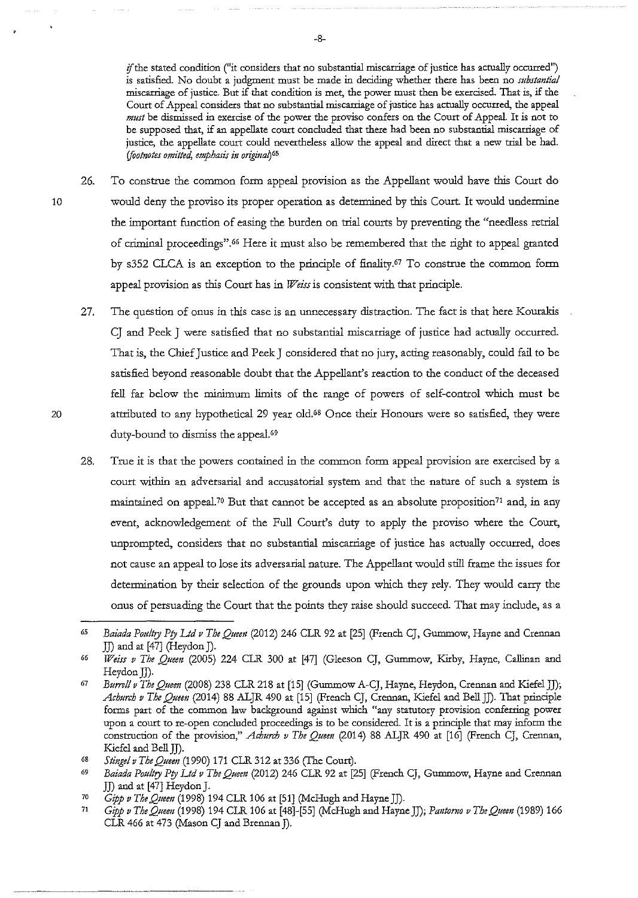*if* the stated condition ("it considers that no substantial miscarriage of justice has actually occurred") is satisfied. No doubt a judgment must be made in deciding whether there has been no *substantial* miscarriage of justice. But if that condition is met, the power must then be exercised. That is, if the Court of Appeal considers that no substantial miscarriage of justice has actually occurred, the appeal *must* be dismissed in exercise of the power the proviso confers on the Court of Appeal. It is not to be supposed that, if an appellate court concluded that there had been no substantial miscarriage of justice, the appellate court could nevertheless allow the appeal and direct that a new trial be had. *(footnotes omitted, emphasis in original)*[65]

26. To construe the common form appeal provision as the Appellant would have this Court do would deny the proviso its proper operation as determined by this Court. It would undermine the important function of easing the burden on trial courts by preventing the "needless retrial of criminal proceedings".[66] Here it must also be remembered that the right to appeal granted by s352 CLCA is an exception to the principle of finality.[67] To construe the common form appeal provision as this Court has in *Weiss* is consistent with that principle.

27. The question of onus in this case is an unnecessary distraction. The fact is that here Kourakis CJ and Peek J were satisfied that no substantial miscarriage of justice had actually occurred. That is, the Chief Justice and Peek J considered that no jury, acting reasonably, could fail to be satisfied beyond reasonable doubt that the Appellant's reaction to the conduct of the deceased fell far below the minimum limits of the range of powers of self-control which must be attributed to any hypothetical 29 year old.[68] Once their Honours were so satisfied, they were duty-bound to dismiss the appeal.[69]

28. True it is that the powers contained in the common form appeal provision are exercised by a court within an adversarial and accusatorial system and that the nature of such a system is maintained on appeal.[70] But that cannot be accepted as an absolute proposition[71] and, in any event, acknowledgement of the Full Court's duty to apply the proviso where the Court, unprompted, considers that no substantial miscarriage of justice has actually occurred, does not cause an appeal to lose its adversarial nature. The Appellant would still frame the issues for determination by their selection of the grounds upon which they rely. They would carry the onus of persuading the Court that the points they raise should succeed. That may include, as a

---

[65] *Baiada Poultry Pty Ltd v The Queen* (2012) 246 CLR 92 at [25] (French CJ, Gummow, Hayne and Crennan JJ) and at [47] (Heydon J).

[66] *Weiss v The Queen* (2005) 224 CLR 300 at [47] (Gleeson CJ, Gummow, Kirby, Hayne, Callinan and Heydon JJ).

[67] *Burrell v The Queen* (2008) 238 CLR 218 at [15] (Gummow A-CJ, Hayne, Heydon, Crennan and Kiefel JJ); *Achurch v The Queen* (2014) 88 ALJR 490 at [15] (French CJ, Crennan, Kiefel and Bell JJ). That principle forms part of the common law background against which "any statutory provision conferring power upon a court to re-open concluded proceedings is to be considered. It is a principle that may inform the construction of the provision," *Achurch v The Queen* (2014) 88 ALJR 490 at [16] (French CJ, Crennan, Kiefel and Bell JJ).

[68] *Stingel v The Queen* (1990) 171 CLR 312 at 336 (The Court).

[69] *Baiada Poultry Pty Ltd v The Queen* (2012) 246 CLR 92 at [25] (French CJ, Gummow, Hayne and Crennan JJ) and at [47] Heydon J.

[70] *Gipp v The Queen* (1998) 194 CLR 106 at [51] (McHugh and Hayne JJ).

[71] *Gipp v The Queen* (1998) 194 CLR 106 at [48]-[55] (McHugh and Hayne JJ); *Pantorno v The Queen* (1989) 166 CLR 466 at 473 (Mason CJ and Brennan J).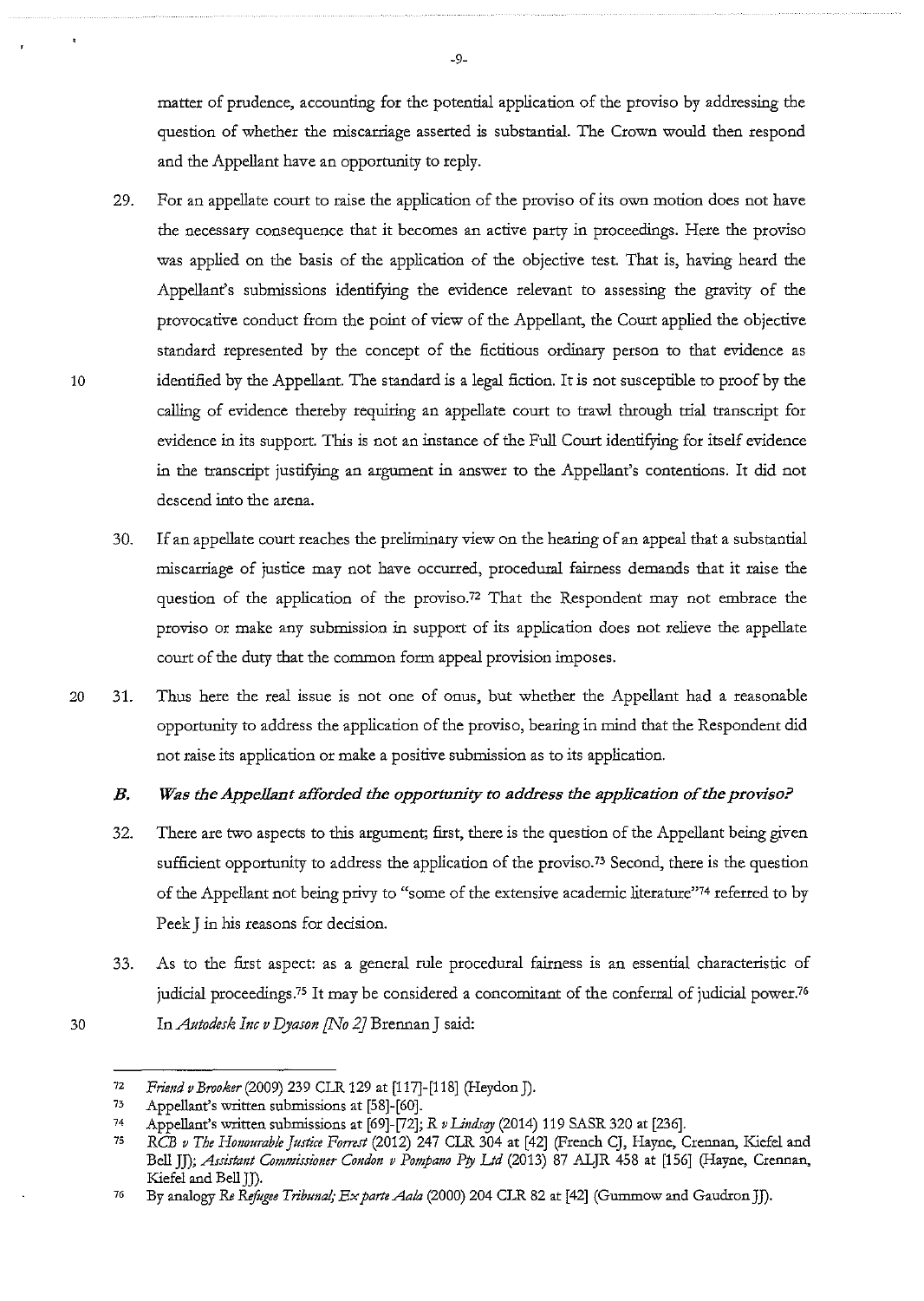matter of prudence, accounting for the potential application of the proviso by addressing the question of whether the miscarriage asserted is substantial. The Crown would then respond and the Appellant have an opportunity to reply.

29. For an appellate court to raise the application of the proviso of its own motion does not have the necessary consequence that it becomes an active party in proceedings. Here the proviso was applied on the basis of the application of the objective test. That is, having heard the Appellant's submissions identifying the evidence relevant to assessing the gravity of the provocative conduct from the point of view of the Appellant, the Court applied the objective standard represented by the concept of the fictitious ordinary person to that evidence as identified by the Appellant. The standard is a legal fiction. It is not susceptible to proof by the calling of evidence thereby requiring an appellate court to trawl through trial transcript for evidence in its support. This is not an instance of the Full Court identifying for itself evidence in the transcript justifying an argument in answer to the Appellant's contentions. It did not descend into the arena.

30. If an appellate court reaches the preliminary view on the hearing of an appeal that a substantial miscarriage of justice may not have occurred, procedural fairness demands that it raise the question of the application of the proviso.[72] That the Respondent may not embrace the proviso or make any submission in support of its application does not relieve the appellate court of the duty that the common form appeal provision imposes.

31. Thus here the real issue is not one of onus, but whether the Appellant had a reasonable opportunity to address the application of the proviso, bearing in mind that the Respondent did not raise its application or make a positive submission as to its application.

### *B. Was the Appellant afforded the opportunity to address the application of the proviso?*

32. There are two aspects to this argument; first, there is the question of the Appellant being given sufficient opportunity to address the application of the proviso.[73] Second, there is the question of the Appellant not being privy to "some of the extensive academic literature"[74] referred to by Peek J in his reasons for decision.

33. As to the first aspect: as a general rule procedural fairness is an essential characteristic of judicial proceedings.[75] It may be considered a concomitant of the conferral of judicial power.[76] In *Autodesk Inc v Dyason [No 2]* Brennan J said:

---

72 *Friend v Brooker* (2009) 239 CLR 129 at [117]-[118] (Heydon J).

73 Appellant's written submissions at [58]-[60].

74 Appellant's written submissions at [69]-[72]; *R v Lindsay* (2014) 119 SASR 320 at [236].

75 *RCB v The Honourable Justice Forrest* (2012) 247 CLR 304 at [42] (French CJ, Hayne, Crennan, Kiefel and Bell JJ); *Assistant Commissioner Condon v Pompano Pty Ltd* (2013) 87 ALJR 458 at [156] (Hayne, Crennan, Kiefel and Bell JJ).

76 By analogy *Re Refugee Tribunal; Ex parte Aala* (2000) 204 CLR 82 at [42] (Gummow and Gaudron JJ).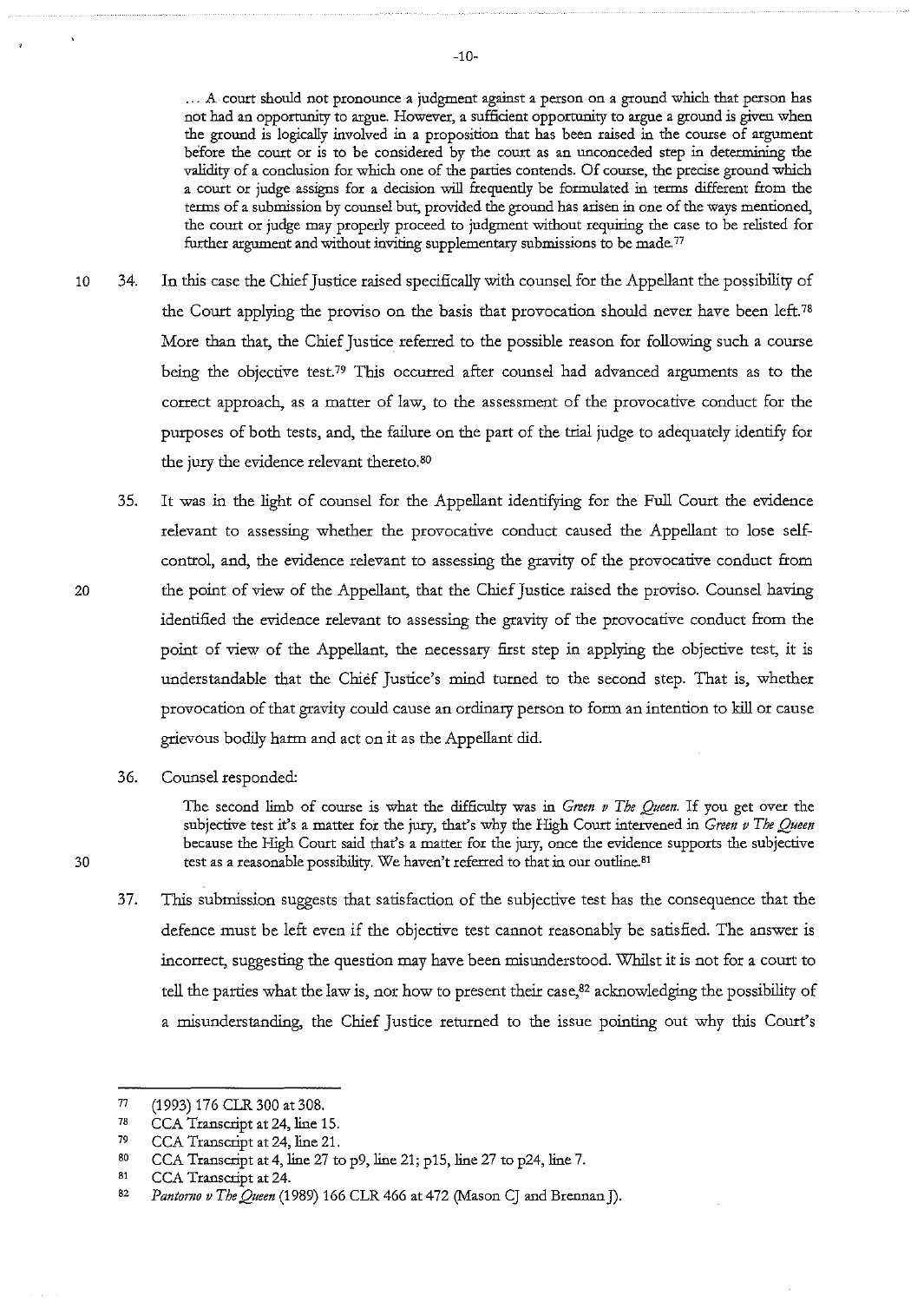> ... A court should not pronounce a judgment against a person on a ground which that person has not had an opportunity to argue. However, a sufficient opportunity to argue a ground is given when the ground is logically involved in a proposition that has been raised in the course of argument before the court or is to be considered by the court as an unconceded step in determining the validity of a conclusion for which one of the parties contends. Of course, the precise ground which a court or judge assigns for a decision will frequently be formulated in terms different from the terms of a submission by counsel but, provided the ground has arisen in one of the ways mentioned, the court or judge may properly proceed to judgment without requiring the case to be relisted for further argument and without inviting supplementary submissions to be made.[77]

34. In this case the Chief Justice raised specifically with counsel for the Appellant the possibility of the Court applying the proviso on the basis that provocation should never have been left.[78] More than that, the Chief Justice referred to the possible reason for following such a course being the objective test.[79] This occurred after counsel had advanced arguments as to the correct approach, as a matter of law, to the assessment of the provocative conduct for the purposes of both tests, and, the failure on the part of the trial judge to adequately identify for the jury the evidence relevant thereto.[80]

35. It was in the light of counsel for the Appellant identifying for the Full Court the evidence relevant to assessing whether the provocative conduct caused the Appellant to lose self-control, and, the evidence relevant to assessing the gravity of the provocative conduct from the point of view of the Appellant, that the Chief Justice raised the proviso. Counsel having identified the evidence relevant to assessing the gravity of the provocative conduct from the point of view of the Appellant, the necessary first step in applying the objective test, it is understandable that the Chief Justice's mind turned to the second step. That is, whether provocation of that gravity could cause an ordinary person to form an intention to kill or cause grievous bodily harm and act on it as the Appellant did.

36. Counsel responded:

> The second limb of course is what the difficulty was in *Green v The Queen*. If you get over the subjective test it's a matter for the jury, that's why the High Court intervened in *Green v The Queen* because the High Court said that's a matter for the jury, once the evidence supports the subjective test as a reasonable possibility. We haven't referred to that in our outline.[81]

37. This submission suggests that satisfaction of the subjective test has the consequence that the defence must be left even if the objective test cannot reasonably be satisfied. The answer is incorrect, suggesting the question may have been misunderstood. Whilst it is not for a court to tell the parties what the law is, nor how to present their case,[82] acknowledging the possibility of a misunderstanding, the Chief Justice returned to the issue pointing out why this Court's

---

[77] (1993) 176 CLR 300 at 308.

[78] CCA Transcript at 24, line 15.

[79] CCA Transcript at 24, line 21.

[80] CCA Transcript at 4, line 27 to p9, line 21; p15, line 27 to p24, line 7.

[81] CCA Transcript at 24.

[82] *Pantorno v The Queen* (1989) 166 CLR 466 at 472 (Mason CJ and Brennan J).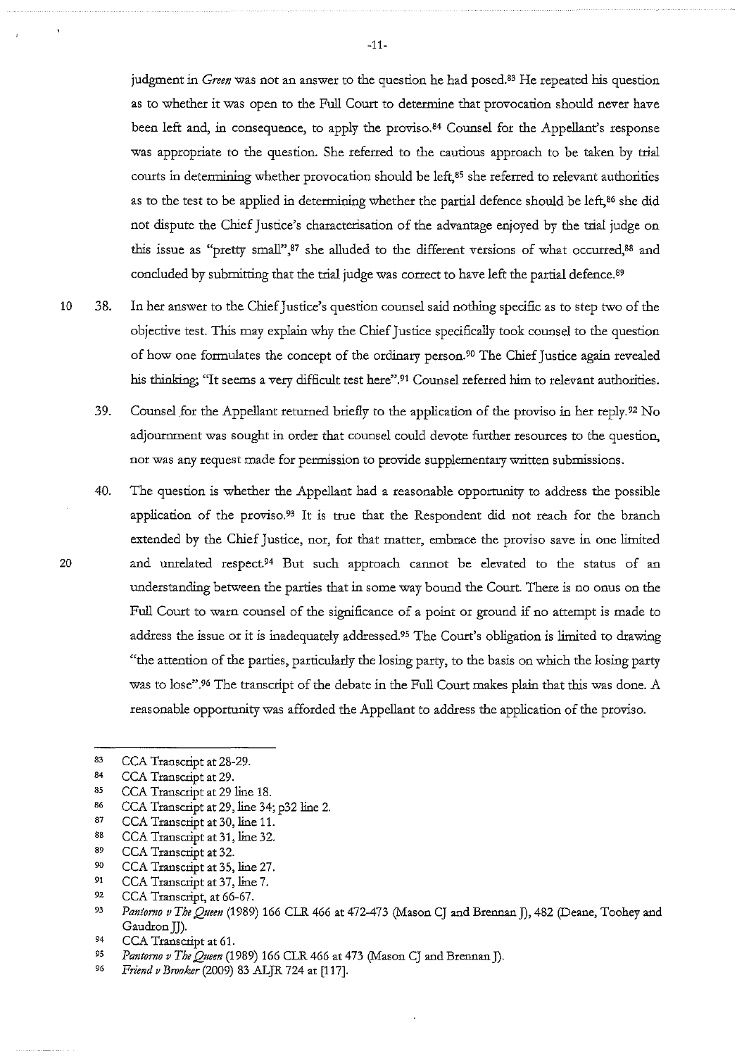judgment in *Green* was not an answer to the question he had posed.[83] He repeated his question as to whether it was open to the Full Court to determine that provocation should never have been left and, in consequence, to apply the proviso.[84] Counsel for the Appellant's response was appropriate to the question. She referred to the cautious approach to be taken by trial courts in determining whether provocation should be left,[85] she referred to relevant authorities as to the test to be applied in determining whether the partial defence should be left,[86] she did not dispute the Chief Justice's characterisation of the advantage enjoyed by the trial judge on this issue as "pretty small",[87] she alluded to the different versions of what occurred,[88] and concluded by submitting that the trial judge was correct to have left the partial defence.[89]

38. In her answer to the Chief Justice's question counsel said nothing specific as to step two of the objective test. This may explain why the Chief Justice specifically took counsel to the question of how one formulates the concept of the ordinary person.[90] The Chief Justice again revealed his thinking; "It seems a very difficult test here".[91] Counsel referred him to relevant authorities.

39. Counsel for the Appellant returned briefly to the application of the proviso in her reply.[92] No adjournment was sought in order that counsel could devote further resources to the question, nor was any request made for permission to provide supplementary written submissions.

40. The question is whether the Appellant had a reasonable opportunity to address the possible application of the proviso.[93] It is true that the Respondent did not reach for the branch extended by the Chief Justice, nor, for that matter, embrace the proviso save in one limited and unrelated respect.[94] But such approach cannot be elevated to the status of an understanding between the parties that in some way bound the Court. There is no onus on the Full Court to warn counsel of the significance of a point or ground if no attempt is made to address the issue or it is inadequately addressed.[95] The Court's obligation is limited to drawing "the attention of the parties, particularly the losing party, to the basis on which the losing party was to lose".[96] The transcript of the debate in the Full Court makes plain that this was done. A reasonable opportunity was afforded the Appellant to address the application of the proviso.

---

[83] CCA Transcript at 28-29.

[84] CCA Transcript at 29.

[85] CCA Transcript at 29 line 18.

[86] CCA Transcript at 29, line 34; p32 line 2.

[87] CCA Transcript at 30, line 11.

[88] CCA Transcript at 31, line 32.

[89] CCA Transcript at 32.

[90] CCA Transcript at 35, line 27.

[91] CCA Transcript at 37, line 7.

[92] CCA Transcript, at 66-67.

[93] *Pantorno v The Queen* (1989) 166 CLR 466 at 472-473 (Mason CJ and Brennan J), 482 (Deane, Toohey and Gaudron JJ).

[94] CCA Transcript at 61.

[95] *Pantorno v The Queen* (1989) 166 CLR 466 at 473 (Mason CJ and Brennan J).

[96] *Friend v Brooker* (2009) 83 ALJR 724 at [117].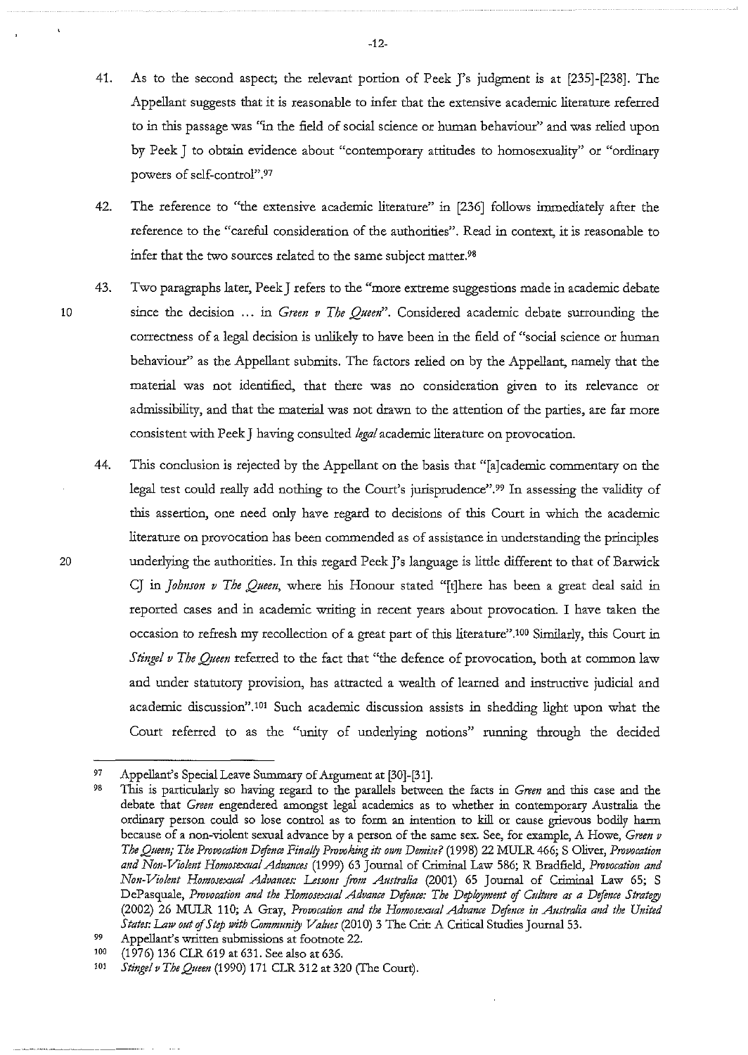41. As to the second aspect; the relevant portion of Peek J's judgment is at [235]-[238]. The Appellant suggests that it is reasonable to infer that the extensive academic literature referred to in this passage was "in the field of social science or human behaviour" and was relied upon by Peek J to obtain evidence about "contemporary attitudes to homosexuality" or "ordinary powers of self-control".[97]

42. The reference to "the extensive academic literature" in [236] follows immediately after the reference to the "careful consideration of the authorities". Read in context, it is reasonable to infer that the two sources related to the same subject matter.[98]

43. Two paragraphs later, Peek J refers to the "more extreme suggestions made in academic debate since the decision ... in *Green v The Queen*". Considered academic debate surrounding the correctness of a legal decision is unlikely to have been in the field of "social science or human behaviour" as the Appellant submits. The factors relied on by the Appellant, namely that the material was not identified, that there was no consideration given to its relevance or admissibility, and that the material was not drawn to the attention of the parties, are far more consistent with Peek J having consulted *legal* academic literature on provocation.

44. This conclusion is rejected by the Appellant on the basis that "[a]cademic commentary on the legal test could really add nothing to the Court's jurisprudence".[99] In assessing the validity of this assertion, one need only have regard to decisions of this Court in which the academic literature on provocation has been commended as of assistance in understanding the principles underlying the authorities. In this regard Peek J's language is little different to that of Barwick CJ in *Johnson v The Queen*, where his Honour stated "[t]here has been a great deal said in reported cases and in academic writing in recent years about provocation. I have taken the occasion to refresh my recollection of a great part of this literature".[100] Similarly, this Court in *Stingel v The Queen* referred to the fact that "the defence of provocation, both at common law and under statutory provision, has attracted a wealth of learned and instructive judicial and academic discussion".[101] Such academic discussion assists in shedding light upon what the Court referred to as the "unity of underlying notions" running through the decided

---

[97] Appellant's Special Leave Summary of Argument at [30]-[31].

[98] This is particularly so having regard to the parallels between the facts in *Green* and this case and the debate that *Green* engendered amongst legal academics as to whether in contemporary Australia the ordinary person could so lose control as to form an intention to kill or cause grievous bodily harm because of a non-violent sexual advance by a person of the same sex. See, for example, A Howe, *Green v The Queen; The Provocation Defence Finally Provoking its own Demise?* (1998) 22 MULR 466; S Oliver, *Provocation and Non-Violent Homosexual Advances* (1999) 63 Journal of Criminal Law 586; R Bradfield, *Provocation and Non-Violent Homosexual Advances: Lessons from Australia* (2001) 65 Journal of Criminal Law 65; S DePasquale, *Provocation and the Homosexual Advance Defence: The Deployment of Culture as a Defence Strategy* (2002) 26 MULR 110; A Gray, *Provocation and the Homosexual Advance Defence in Australia and the United States: Law out of Step with Community Values* (2010) 3 The Crit: A Critical Studies Journal 53.

[99] Appellant's written submissions at footnote 22.

[100] (1976) 136 CLR 619 at 631. See also at 636.

[101] *Stingel v The Queen* (1990) 171 CLR 312 at 320 (The Court).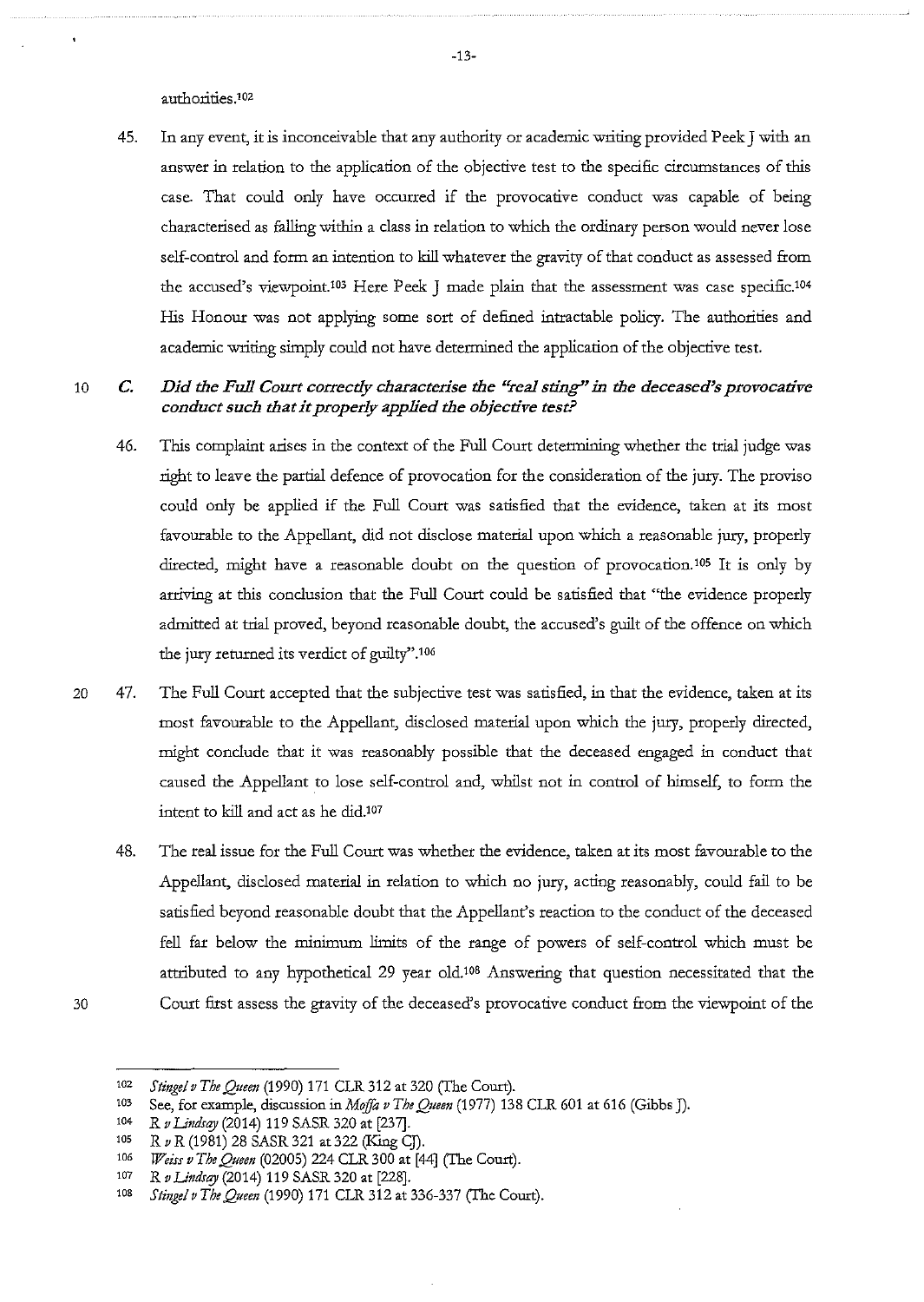authorities.[102]

45. In any event, it is inconceivable that any authority or academic writing provided Peek J with an answer in relation to the application of the objective test to the specific circumstances of this case. That could only have occurred if the provocative conduct was capable of being characterised as falling within a class in relation to which the ordinary person would never lose self-control and form an intention to kill whatever the gravity of that conduct as assessed from the accused's viewpoint.[103] Here Peek J made plain that the assessment was case specific.[104] His Honour was not applying some sort of defined intractable policy. The authorities and academic writing simply could not have determined the application of the objective test.

### C. *Did the Full Court correctly characterise the "real sting" in the deceased's provocative conduct such that it properly applied the objective test?*

46. This complaint arises in the context of the Full Court determining whether the trial judge was right to leave the partial defence of provocation for the consideration of the jury. The proviso could only be applied if the Full Court was satisfied that the evidence, taken at its most favourable to the Appellant, did not disclose material upon which a reasonable jury, properly directed, might have a reasonable doubt on the question of provocation.[105] It is only by arriving at this conclusion that the Full Court could be satisfied that "the evidence properly admitted at trial proved, beyond reasonable doubt, the accused's guilt of the offence on which the jury returned its verdict of guilty".[106]

47. The Full Court accepted that the subjective test was satisfied, in that the evidence, taken at its most favourable to the Appellant, disclosed material upon which the jury, properly directed, might conclude that it was reasonably possible that the deceased engaged in conduct that caused the Appellant to lose self-control and, whilst not in control of himself, to form the intent to kill and act as he did.[107]

48. The real issue for the Full Court was whether the evidence, taken at its most favourable to the Appellant, disclosed material in relation to which no jury, acting reasonably, could fail to be satisfied beyond reasonable doubt that the Appellant's reaction to the conduct of the deceased fell far below the minimum limits of the range of powers of self-control which must be attributed to any hypothetical 29 year old.[108] Answering that question necessitated that the Court first assess the gravity of the deceased's provocative conduct from the viewpoint of the

---

[102] *Stingel v The Queen* (1990) 171 CLR 312 at 320 (The Court).

[103] See, for example, discussion in *Moffa v The Queen* (1977) 138 CLR 601 at 616 (Gibbs J).

[104] *R v Lindsay* (2014) 119 SASR 320 at [237].

[105] R *v* R (1981) 28 SASR 321 at 322 (King CJ).

[106] *Weiss v The Queen* (02005) 224 CLR 300 at [44] (The Court).

[107] *R v Lindsay* (2014) 119 SASR 320 at [228].

[108] *Stingel v The Queen* (1990) 171 CLR 312 at 336-337 (The Court).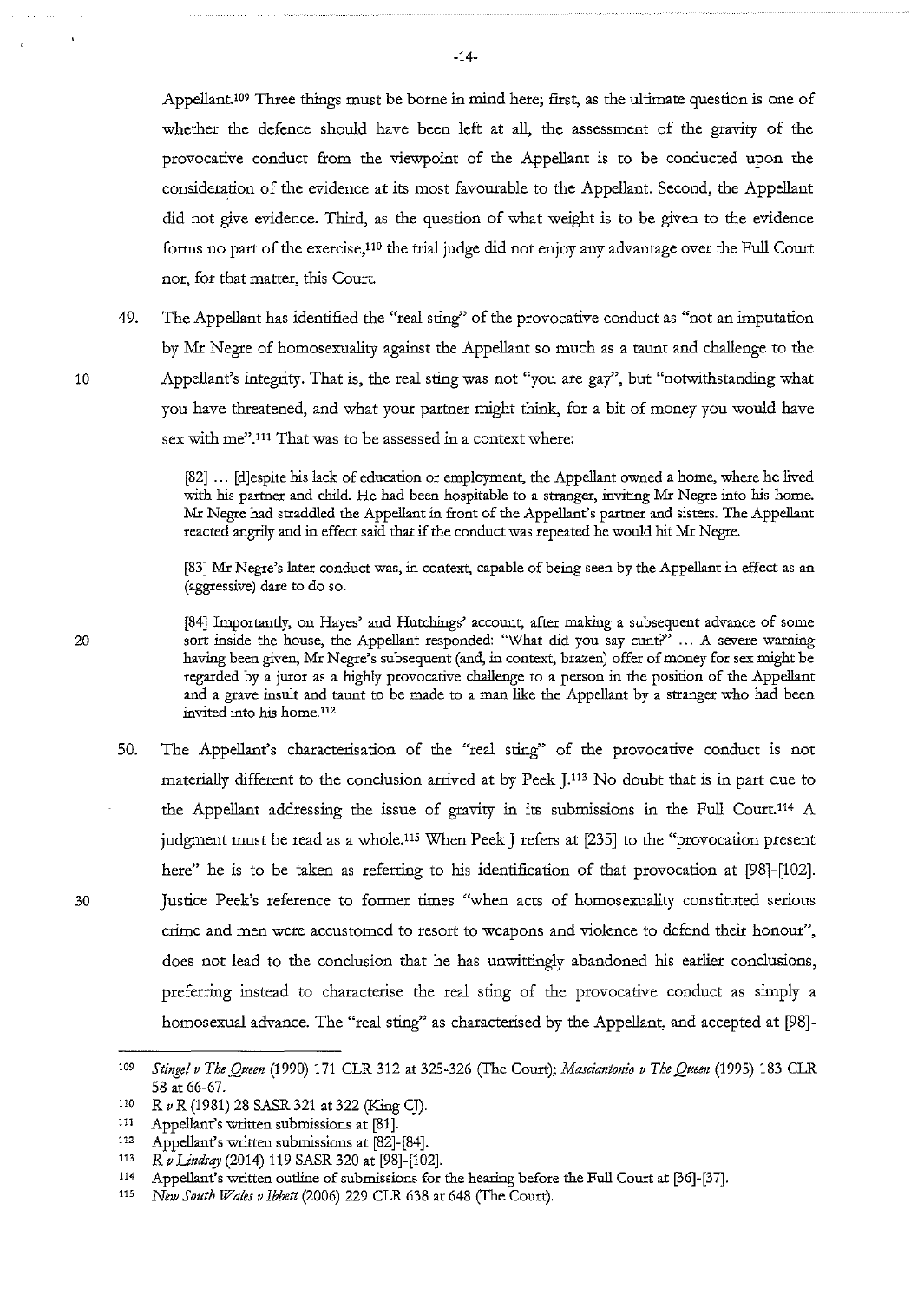Appellant.[109] Three things must be borne in mind here; first, as the ultimate question is one of whether the defence should have been left at all, the assessment of the gravity of the provocative conduct from the viewpoint of the Appellant is to be conducted upon the consideration of the evidence at its most favourable to the Appellant. Second, the Appellant did not give evidence. Third, as the question of what weight is to be given to the evidence forms no part of the exercise,[110] the trial judge did not enjoy any advantage over the Full Court nor, for that matter, this Court.

49. The Appellant has identified the "real sting" of the provocative conduct as "not an imputation by Mr Negre of homosexuality against the Appellant so much as a taunt and challenge to the Appellant's integrity. That is, the real sting was not "you are gay", but "notwithstanding what you have threatened, and what your partner might think, for a bit of money you would have sex with me".[111] That was to be assessed in a context where:

> [82] ... [d]espite his lack of education or employment, the Appellant owned a home, where he lived with his partner and child. He had been hospitable to a stranger, inviting Mr Negre into his home. Mr Negre had straddled the Appellant in front of the Appellant's partner and sisters. The Appellant reacted angrily and in effect said that if the conduct was repeated he would hit Mr Negre.
>
> [83] Mr Negre's later conduct was, in context, capable of being seen by the Appellant in effect as an (aggressive) dare to do so.
>
> [84] Importantly, on Hayes' and Hutchings' account, after making a subsequent advance of some sort inside the house, the Appellant responded: "What did you say cunt?" ... A severe warning having been given, Mr Negre's subsequent (and, in context, brazen) offer of money for sex might be regarded by a juror as a highly provocative challenge to a person in the position of the Appellant and a grave insult and taunt to be made to a man like the Appellant by a stranger who had been invited into his home.[112]

50. The Appellant's characterisation of the "real sting" of the provocative conduct is not materially different to the conclusion arrived at by Peek J.[113] No doubt that is in part due to the Appellant addressing the issue of gravity in its submissions in the Full Court.[114] A judgment must be read as a whole.[115] When Peek J refers at [235] to the "provocation present here" he is to be taken as referring to his identification of that provocation at [98]-[102]. Justice Peek's reference to former times "when acts of homosexuality constituted serious crime and men were accustomed to resort to weapons and violence to defend their honour", does not lead to the conclusion that he has unwittingly abandoned his earlier conclusions, preferring instead to characterise the real sting of the provocative conduct as simply a homosexual advance. The "real sting" as characterised by the Appellant, and accepted at [98]-

---

[109] *Stingel v The Queen* (1990) 171 CLR 312 at 325-326 (The Court); *Masciantonio v The Queen* (1995) 183 CLR 58 at 66-67.

[110] *R v R* (1981) 28 SASR 321 at 322 (King CJ).

[111] Appellant's written submissions at [81].

[112] Appellant's written submissions at [82]-[84].

[113] *R v Lindsay* (2014) 119 SASR 320 at [98]-[102].

[114] Appellant's written outline of submissions for the hearing before the Full Court at [36]-[37].

[115] *New South Wales v Ibbett* (2006) 229 CLR 638 at 648 (The Court).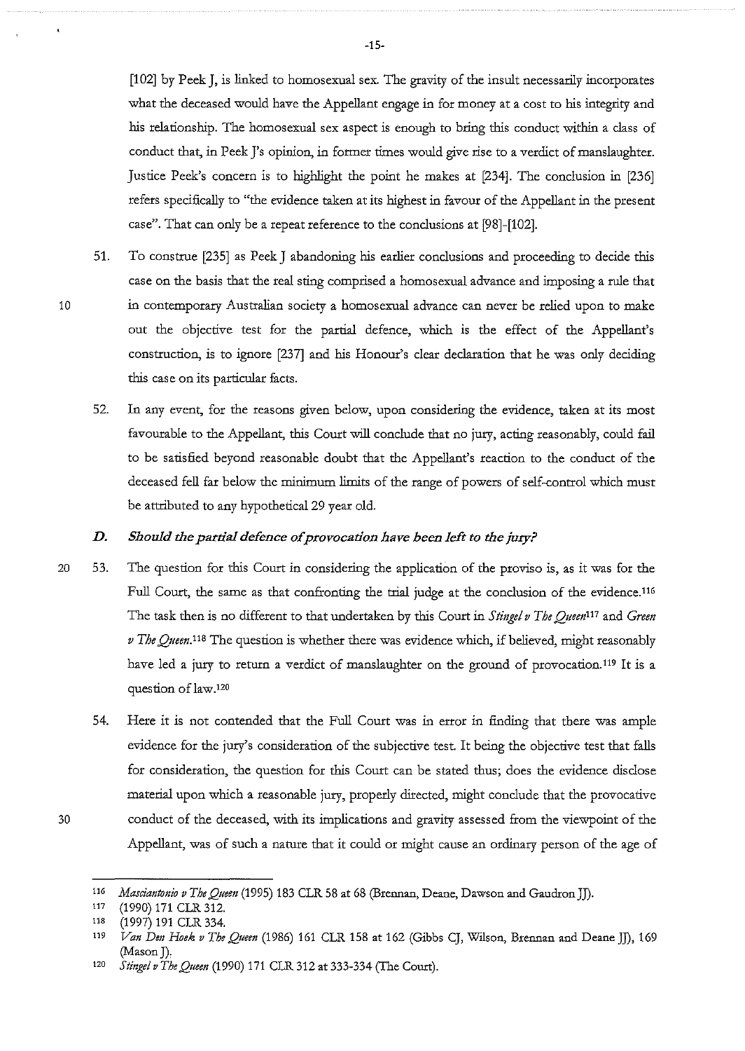[102] by Peek J, is linked to homosexual sex. The gravity of the insult necessarily incorporates what the deceased would have the Appellant engage in for money at a cost to his integrity and his relationship. The homosexual sex aspect is enough to bring this conduct within a class of conduct that, in Peek J's opinion, in former times would give rise to a verdict of manslaughter. Justice Peek's concern is to highlight the point he makes at [234]. The conclusion in [236] refers specifically to "the evidence taken at its highest in favour of the Appellant in the present case". That can only be a repeat reference to the conclusions at [98]-[102].

51. To construe [235] as Peek J abandoning his earlier conclusions and proceeding to decide this case on the basis that the real sting comprised a homosexual advance and imposing a rule that in contemporary Australian society a homosexual advance can never be relied upon to make out the objective test for the partial defence, which is the effect of the Appellant's construction, is to ignore [237] and his Honour's clear declaration that he was only deciding this case on its particular facts.

52. In any event, for the reasons given below, upon considering the evidence, taken at its most favourable to the Appellant, this Court will conclude that no jury, acting reasonably, could fail to be satisfied beyond reasonable doubt that the Appellant's reaction to the conduct of the deceased fell far below the minimum limits of the range of powers of self-control which must be attributed to any hypothetical 29 year old.

### D. *Should the partial defence of provocation have been left to the jury?*

53. The question for this Court in considering the application of the proviso is, as it was for the Full Court, the same as that confronting the trial judge at the conclusion of the evidence.[116] The task then is no different to that undertaken by this Court in *Stingel v The Queen*[117] and *Green v The Queen*.[118] The question is whether there was evidence which, if believed, might reasonably have led a jury to return a verdict of manslaughter on the ground of provocation.[119] It is a question of law.[120]

54. Here it is not contended that the Full Court was in error in finding that there was ample evidence for the jury's consideration of the subjective test. It being the objective test that falls for consideration, the question for this Court can be stated thus; does the evidence disclose material upon which a reasonable jury, properly directed, might conclude that the provocative conduct of the deceased, with its implications and gravity assessed from the viewpoint of the Appellant, was of such a nature that it could or might cause an ordinary person of the age of

---

[116] *Masciantonio v The Queen* (1995) 183 CLR 58 at 68 (Brennan, Deane, Dawson and Gaudron JJ).

[117] (1990) 171 CLR 312.

[118] (1997) 191 CLR 334.

[119] *Van Den Hoek v The Queen* (1986) 161 CLR 158 at 162 (Gibbs CJ, Wilson, Brennan and Deane JJ), 169 (Mason J).

[120] *Stingel v The Queen* (1990) 171 CLR 312 at 333-334 (The Court).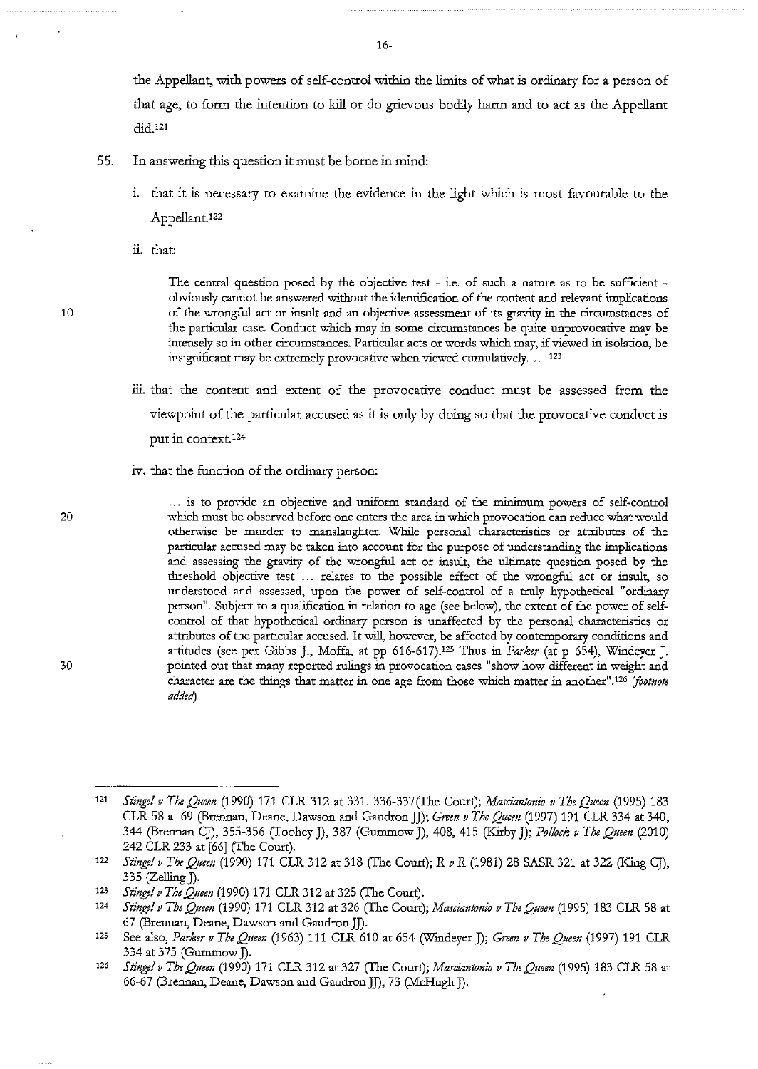the Appellant, with powers of self-control within the limits of what is ordinary for a person of that age, to form the intention to kill or do grievous bodily harm and to act as the Appellant did.[121]

55. In answering this question it must be borne in mind:

    i. that it is necessary to examine the evidence in the light which is most favourable to the Appellant.[122]

    ii. that:

    > The central question posed by the objective test - i.e. of such a nature as to be sufficient - obviously cannot be answered without the identification of the content and relevant implications of the wrongful act or insult and an objective assessment of its gravity in the circumstances of the particular case. Conduct which may in some circumstances be quite unprovocative may be intensely so in other circumstances. Particular acts or words which may, if viewed in isolation, be insignificant may be extremely provocative when viewed cumulatively. ... [123]

    iii. that the content and extent of the provocative conduct must be assessed from the viewpoint of the particular accused as it is only by doing so that the provocative conduct is put in context.[124]

    iv. that the function of the ordinary person:

    > ... is to provide an objective and uniform standard of the minimum powers of self-control which must be observed before one enters the area in which provocation can reduce what would otherwise be murder to manslaughter. While personal characteristics or attributes of the particular accused may be taken into account for the purpose of understanding the implications and assessing the gravity of the wrongful act or insult, the ultimate question posed by the threshold objective test ... relates to the possible effect of the wrongful act or insult, so understood and assessed, upon the power of self-control of a truly hypothetical "ordinary person". Subject to a qualification in relation to age (see below), the extent of the power of self-control of that hypothetical ordinary person is unaffected by the personal characteristics or attributes of the particular accused. It will, however, be affected by contemporary conditions and attitudes (see per Gibbs J., Moffa, at pp 616-617).[125] Thus in *Parker* (at p 654), Windeyer J. pointed out that many reported rulings in provocation cases "show how different in weight and character are the things that matter in one age from those which matter in another".[126] *(footnote added)*

---

[121] *Stingel v The Queen* (1990) 171 CLR 312 at 331, 336-337(The Court); *Masciantonio v The Queen* (1995) 183 CLR 58 at 69 (Brennan, Deane, Dawson and Gaudron JJ); *Green v The Queen* (1997) 191 CLR 334 at 340, 344 (Brennan CJ), 355-356 (Toohey J), 387 (Gummow J), 408, 415 (Kirby J); *Pollock v The Queen* (2010) 242 CLR 233 at [66] (The Court).

[122] *Stingel v The Queen* (1990) 171 CLR 312 at 318 (The Court); *R v R* (1981) 28 SASR 321 at 322 (King CJ), 335 (Zelling J).

[123] *Stingel v The Queen* (1990) 171 CLR 312 at 325 (The Court).

[124] *Stingel v The Queen* (1990) 171 CLR 312 at 326 (The Court); *Masciantonio v The Queen* (1995) 183 CLR 58 at 67 (Brennan, Deane, Dawson and Gaudron JJ).

[125] See also, *Parker v The Queen* (1963) 111 CLR 610 at 654 (Windeyer J); *Green v The Queen* (1997) 191 CLR 334 at 375 (Gummow J).

[126] *Stingel v The Queen* (1990) 171 CLR 312 at 327 (The Court); *Masciantonio v The Queen* (1995) 183 CLR 58 at 66-67 (Brennan, Deane, Dawson and Gaudron JJ), 73 (McHugh J).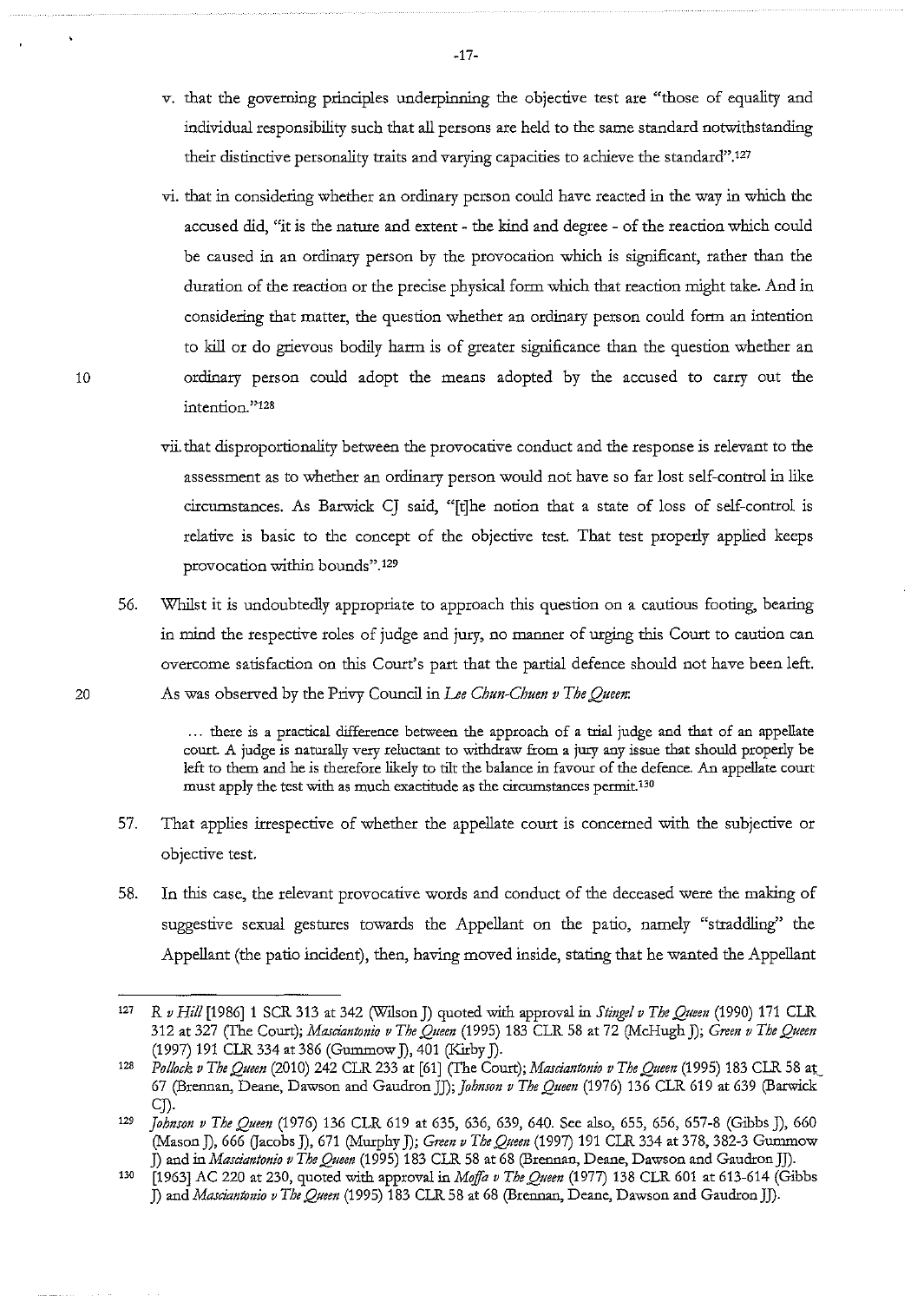v. that the governing principles underpinning the objective test are "those of equality and individual responsibility such that all persons are held to the same standard notwithstanding their distinctive personality traits and varying capacities to achieve the standard".[127]

vi. that in considering whether an ordinary person could have reacted in the way in which the accused did, "it is the nature and extent - the kind and degree - of the reaction which could be caused in an ordinary person by the provocation which is significant, rather than the duration of the reaction or the precise physical form which that reaction might take. And in considering that matter, the question whether an ordinary person could form an intention to kill or do grievous bodily harm is of greater significance than the question whether an ordinary person could adopt the means adopted by the accused to carry out the intention."[128]

vii. that disproportionality between the provocative conduct and the response is relevant to the assessment as to whether an ordinary person would not have so far lost self-control in like circumstances. As Barwick CJ said, "[t]he notion that a state of loss of self-control is relative is basic to the concept of the objective test. That test properly applied keeps provocation within bounds".[129]

56. Whilst it is undoubtedly appropriate to approach this question on a cautious footing, bearing in mind the respective roles of judge and jury, no manner of urging this Court to caution can overcome satisfaction on this Court's part that the partial defence should not have been left. As was observed by the Privy Council in *Lee Chun-Chuen v The Queen*:

> ... there is a practical difference between the approach of a trial judge and that of an appellate court. A judge is naturally very reluctant to withdraw from a jury any issue that should properly be left to them and he is therefore likely to tilt the balance in favour of the defence. An appellate court must apply the test with as much exactitude as the circumstances permit.[130]

57. That applies irrespective of whether the appellate court is concerned with the subjective or objective test.

58. In this case, the relevant provocative words and conduct of the deceased were the making of suggestive sexual gestures towards the Appellant on the patio, namely "straddling" the Appellant (the patio incident), then, having moved inside, stating that he wanted the Appellant

---

[127] *R v Hill* [1986] 1 SCR 313 at 342 (Wilson J) quoted with approval in *Stingel v The Queen* (1990) 171 CLR 312 at 327 (The Court); *Masciantonio v The Queen* (1995) 183 CLR 58 at 72 (McHugh J); *Green v The Queen* (1997) 191 CLR 334 at 386 (Gummow J), 401 (Kirby J).

[128] *Pollock v The Queen* (2010) 242 CLR 233 at [61] (The Court); *Masciantonio v The Queen* (1995) 183 CLR 58 at 67 (Brennan, Deane, Dawson and Gaudron JJ); *Johnson v The Queen* (1976) 136 CLR 619 at 639 (Barwick CJ).

[129] *Johnson v The Queen* (1976) 136 CLR 619 at 635, 636, 639, 640. See also, 655, 656, 657-8 (Gibbs J), 660 (Mason J), 666 (Jacobs J), 671 (Murphy J); *Green v The Queen* (1997) 191 CLR 334 at 378, 382-3 Gummow J) and in *Masciantonio v The Queen* (1995) 183 CLR 58 at 68 (Brennan, Deane, Dawson and Gaudron JJ).

[130] [1963] AC 220 at 230, quoted with approval in *Moffa v The Queen* (1977) 138 CLR 601 at 613-614 (Gibbs J) and *Masciantonio v The Queen* (1995) 183 CLR 58 at 68 (Brennan, Deane, Dawson and Gaudron JJ).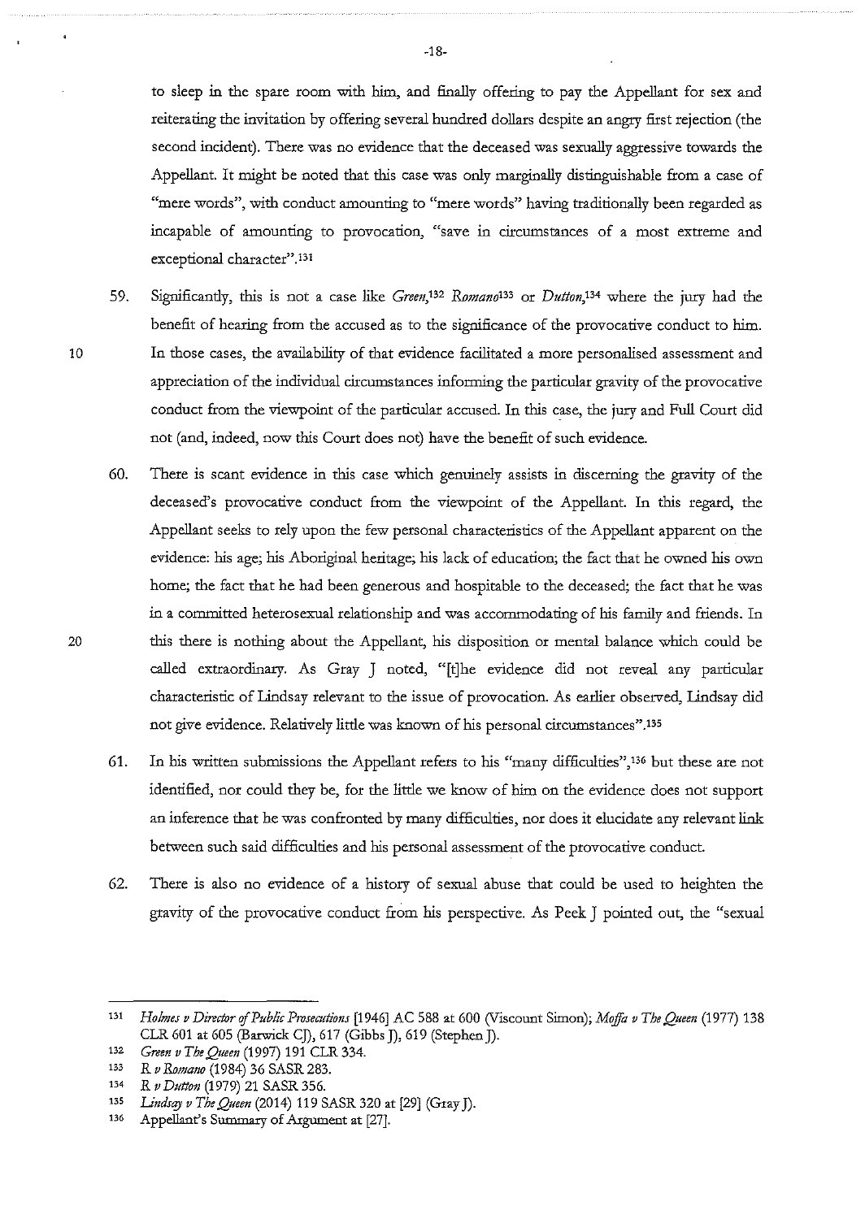to sleep in the spare room with him, and finally offering to pay the Appellant for sex and reiterating the invitation by offering several hundred dollars despite an angry first rejection (the second incident). There was no evidence that the deceased was sexually aggressive towards the Appellant. It might be noted that this case was only marginally distinguishable from a case of "mere words", with conduct amounting to "mere words" having traditionally been regarded as incapable of amounting to provocation, "save in circumstances of a most extreme and exceptional character".[131]

59. Significantly, this is not a case like *Green*,[132] *Romano*[133] or *Dutton*,[134] where the jury had the benefit of hearing from the accused as to the significance of the provocative conduct to him. In those cases, the availability of that evidence facilitated a more personalised assessment and appreciation of the individual circumstances informing the particular gravity of the provocative conduct from the viewpoint of the particular accused. In this case, the jury and Full Court did not (and, indeed, now this Court does not) have the benefit of such evidence.

60. There is scant evidence in this case which genuinely assists in discerning the gravity of the deceased's provocative conduct from the viewpoint of the Appellant. In this regard, the Appellant seeks to rely upon the few personal characteristics of the Appellant apparent on the evidence: his age; his Aboriginal heritage; his lack of education; the fact that he owned his own home; the fact that he had been generous and hospitable to the deceased; the fact that he was in a committed heterosexual relationship and was accommodating of his family and friends. In this there is nothing about the Appellant, his disposition or mental balance which could be called extraordinary. As Gray J noted, "[t]he evidence did not reveal any particular characteristic of Lindsay relevant to the issue of provocation. As earlier observed, Lindsay did not give evidence. Relatively little was known of his personal circumstances".[135]

61. In his written submissions the Appellant refers to his "many difficulties",[136] but these are not identified, nor could they be, for the little we know of him on the evidence does not support an inference that he was confronted by many difficulties, nor does it elucidate any relevant link between such said difficulties and his personal assessment of the provocative conduct.

62. There is also no evidence of a history of sexual abuse that could be used to heighten the gravity of the provocative conduct from his perspective. As Peek J pointed out, the "sexual

---

[131] *Holmes v Director of Public Prosecutions* [1946] AC 588 at 600 (Viscount Simon); *Moffa v The Queen* (1977) 138 CLR 601 at 605 (Barwick CJ), 617 (Gibbs J), 619 (Stephen J).

[132] *Green v The Queen* (1997) 191 CLR 334.

[133] *R v Romano* (1984) 36 SASR 283.

[134] *R v Dutton* (1979) 21 SASR 356.

[135] *Lindsay v The Queen* (2014) 119 SASR 320 at [29] (Gray J).

[136] Appellant's Summary of Argument at [27].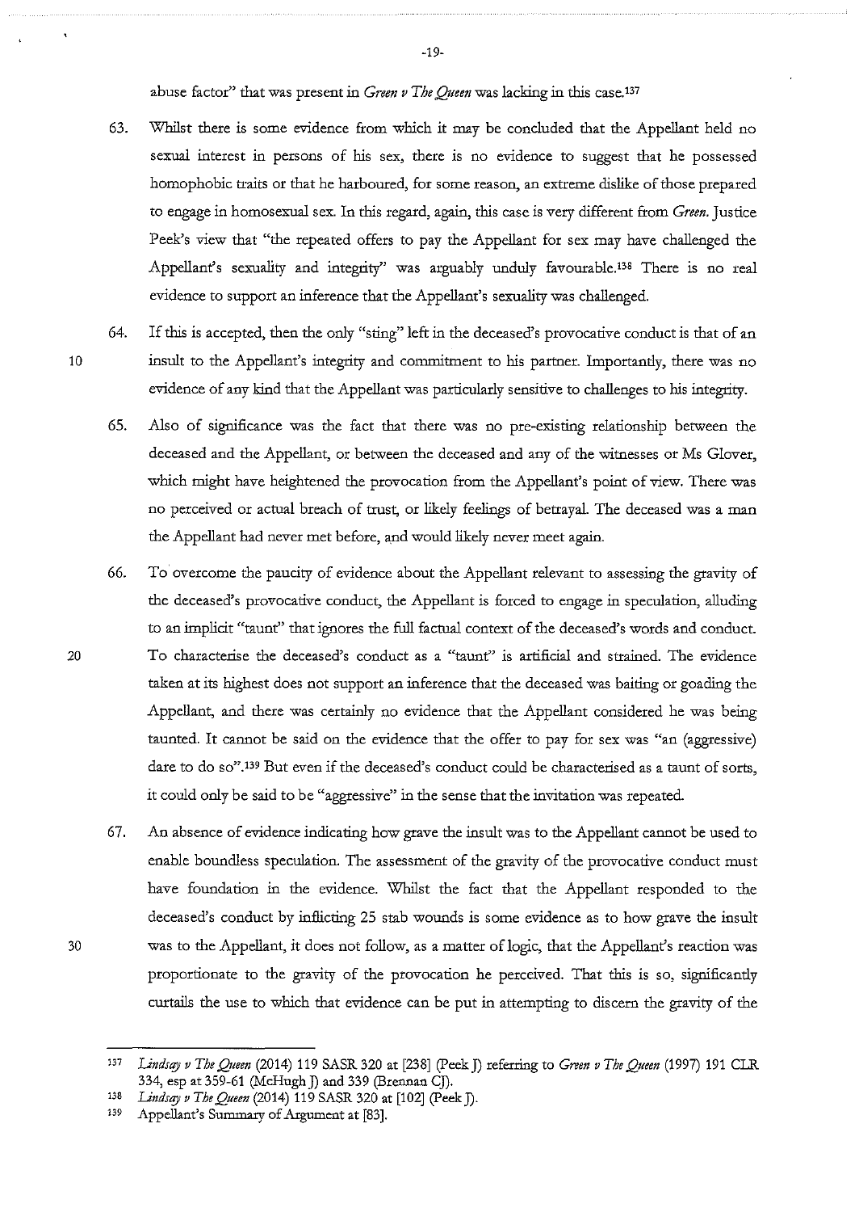abuse factor" that was present in *Green v The Queen* was lacking in this case.[137]

63. Whilst there is some evidence from which it may be concluded that the Appellant held no sexual interest in persons of his sex, there is no evidence to suggest that he possessed homophobic traits or that he harboured, for some reason, an extreme dislike of those prepared to engage in homosexual sex. In this regard, again, this case is very different from *Green*. Justice Peek's view that "the repeated offers to pay the Appellant for sex may have challenged the Appellant's sexuality and integrity" was arguably unduly favourable.[138] There is no real evidence to support an inference that the Appellant's sexuality was challenged.

64. If this is accepted, then the only "sting" left in the deceased's provocative conduct is that of an insult to the Appellant's integrity and commitment to his partner. Importantly, there was no evidence of any kind that the Appellant was particularly sensitive to challenges to his integrity.

65. Also of significance was the fact that there was no pre-existing relationship between the deceased and the Appellant, or between the deceased and any of the witnesses or Ms Glover, which might have heightened the provocation from the Appellant's point of view. There was no perceived or actual breach of trust, or likely feelings of betrayal. The deceased was a man the Appellant had never met before, and would likely never meet again.

66. To overcome the paucity of evidence about the Appellant relevant to assessing the gravity of the deceased's provocative conduct, the Appellant is forced to engage in speculation, alluding to an implicit "taunt" that ignores the full factual context of the deceased's words and conduct. To characterise the deceased's conduct as a "taunt" is artificial and strained. The evidence taken at its highest does not support an inference that the deceased was baiting or goading the Appellant, and there was certainly no evidence that the Appellant considered he was being taunted. It cannot be said on the evidence that the offer to pay for sex was "an (aggressive) dare to do so".[139] But even if the deceased's conduct could be characterised as a taunt of sorts, it could only be said to be "aggressive" in the sense that the invitation was repeated.

67. An absence of evidence indicating how grave the insult was to the Appellant cannot be used to enable boundless speculation. The assessment of the gravity of the provocative conduct must have foundation in the evidence. Whilst the fact that the Appellant responded to the deceased's conduct by inflicting 25 stab wounds is some evidence as to how grave the insult was to the Appellant, it does not follow, as a matter of logic, that the Appellant's reaction was proportionate to the gravity of the provocation he perceived. That this is so, significantly curtails the use to which that evidence can be put in attempting to discern the gravity of the

---

[137] *Lindsay v The Queen* (2014) 119 SASR 320 at [238] (Peek J) referring to *Green v The Queen* (1997) 191 CLR 334, esp at 359-61 (McHugh J) and 339 (Brennan CJ).

[138] *Lindsay v The Queen* (2014) 119 SASR 320 at [102] (Peek J).

[139] Appellant's Summary of Argument at [83].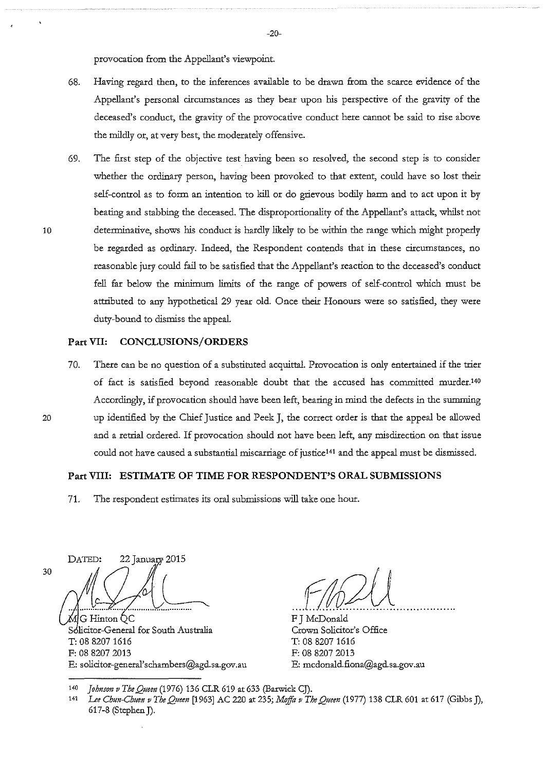provocation from the Appellant's viewpoint.

68. Having regard then, to the inferences available to be drawn from the scarce evidence of the Appellant's personal circumstances as they bear upon his perspective of the gravity of the deceased's conduct, the gravity of the provocative conduct here cannot be said to rise above the mildly or, at very best, the moderately offensive.

69. The first step of the objective test having been so resolved, the second step is to consider whether the ordinary person, having been provoked to that extent, could have so lost their self-control as to form an intention to kill or do grievous bodily harm and to act upon it by beating and stabbing the deceased. The disproportionality of the Appellant's attack, whilst not determinative, shows his conduct is hardly likely to be within the range which might properly be regarded as ordinary. Indeed, the Respondent contends that in these circumstances, no reasonable jury could fail to be satisfied that the Appellant's reaction to the deceased's conduct fell far below the minimum limits of the range of powers of self-control which must be attributed to any hypothetical 29 year old. Once their Honours were so satisfied, they were duty-bound to dismiss the appeal.

## Part VII: CONCLUSIONS/ORDERS

70. There can be no question of a substituted acquittal. Provocation is only entertained if the trier of fact is satisfied beyond reasonable doubt that the accused has committed murder.[140] Accordingly, if provocation should have been left, bearing in mind the defects in the summing up identified by the Chief Justice and Peek J, the correct order is that the appeal be allowed and a retrial ordered. If provocation should not have been left, any misdirection on that issue could not have caused a substantial miscarriage of justice[141] and the appeal must be dismissed.

## Part VIII: ESTIMATE OF TIME FOR RESPONDENT'S ORAL SUBMISSIONS

71. The respondent estimates its oral submissions will take one hour.

DATED: 22 January 2015

M G Hinton QC
Solicitor-General for South Australia
T: 08 8207 1616
F: 08 8207 2013
E: solicitor-general'schambers@agd.sa.gov.au

F J McDonald
Crown Solicitor's Office
T: 08 8207 1616
F: 08 8207 2013
E: mcdonald.fiona@agd.sa.gov.au

---

[140] *Johnson v The Queen* (1976) 136 CLR 619 at 633 (Barwick CJ).

[141] *Lee Chun-Chuen v The Queen* [1963] AC 220 at 235; *Moffa v The Queen* (1977) 138 CLR 601 at 617 (Gibbs J), 617-8 (Stephen J).